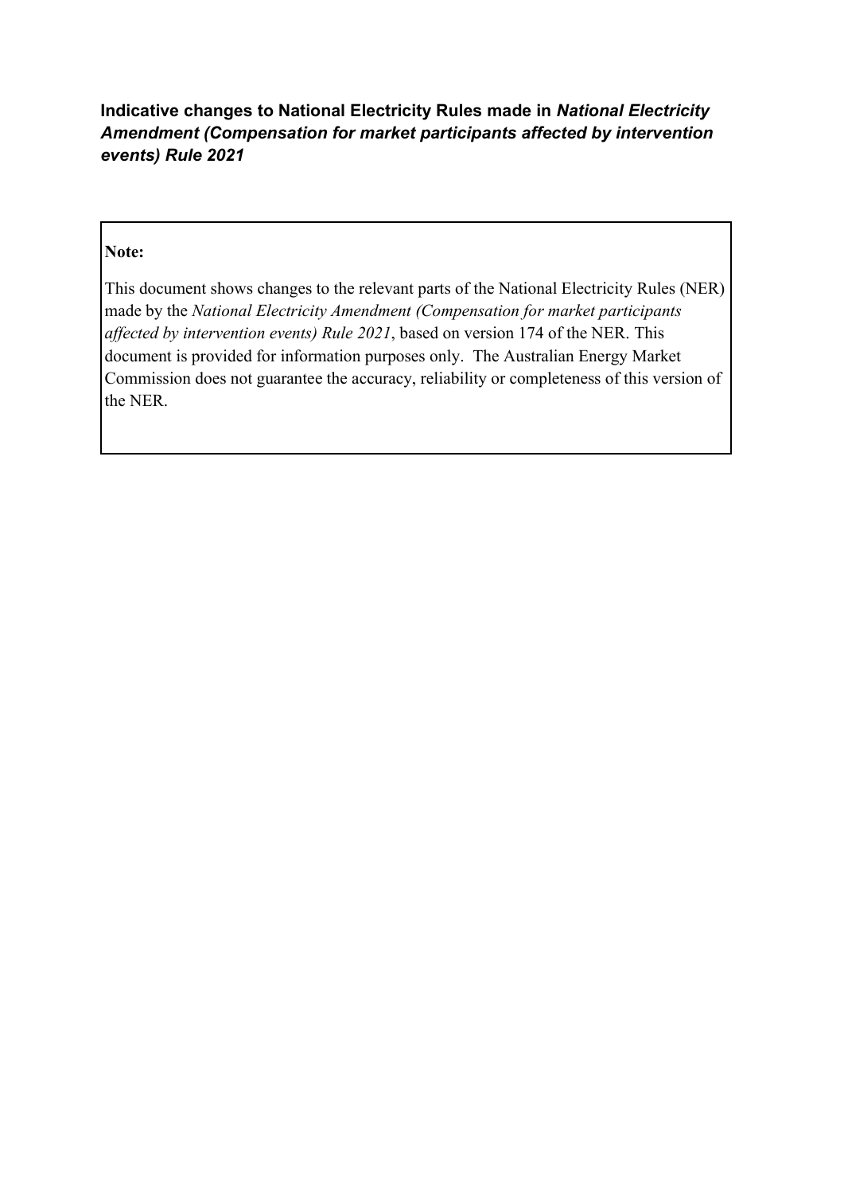**Indicative changes to National Electricity Rules made in *National Electricity Amendment (Compensation for market participants affected by intervention events) Rule 2021***

**Note:**

This document shows changes to the relevant parts of the National Electricity Rules (NER) made by the *National Electricity Amendment (Compensation for market participants affected by intervention events) Rule 2021*, based on version 174 of the NER. This document is provided for information purposes only. The Australian Energy Market Commission does not guarantee the accuracy, reliability or completeness of this version of the NER.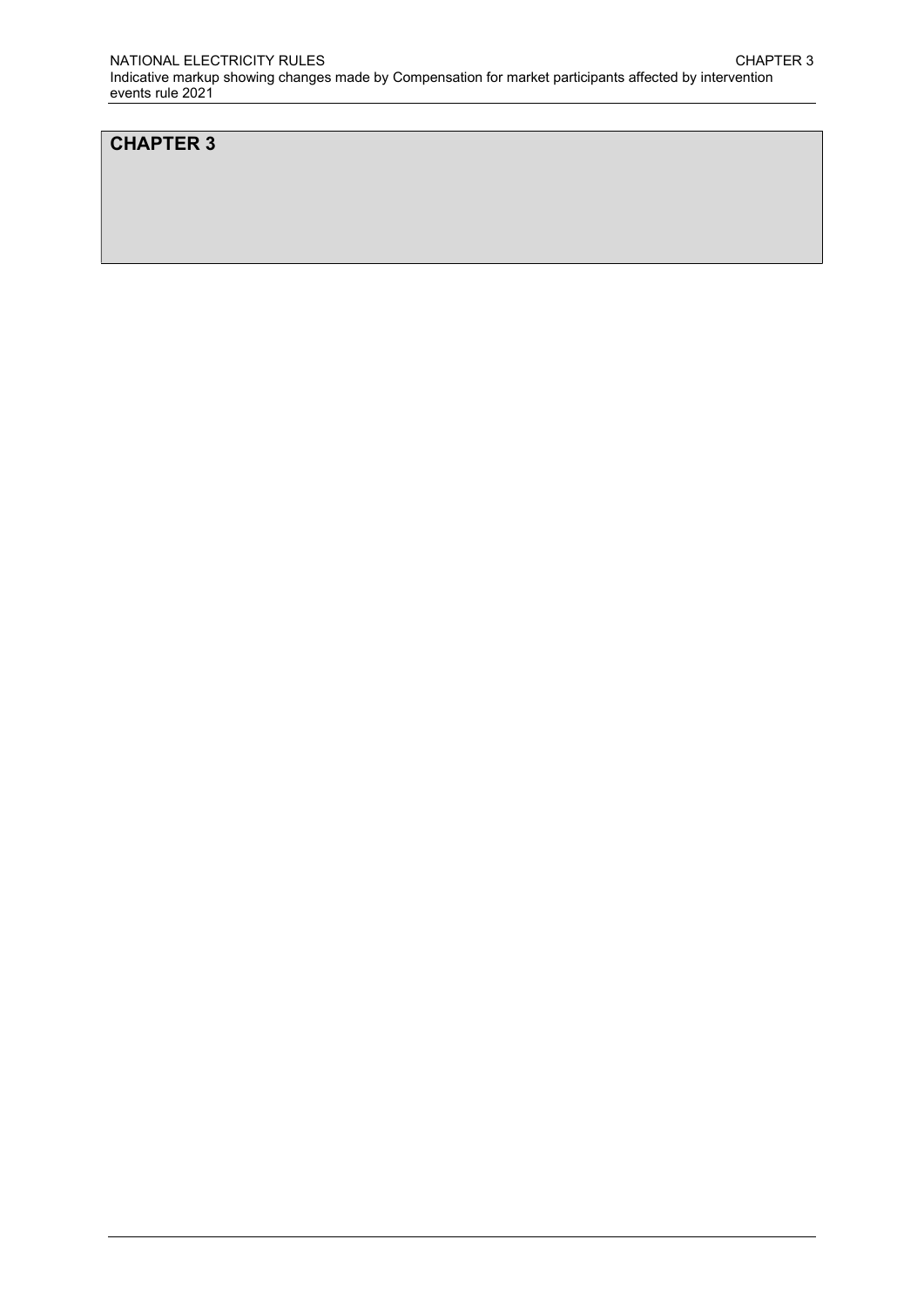# CHAPTER 3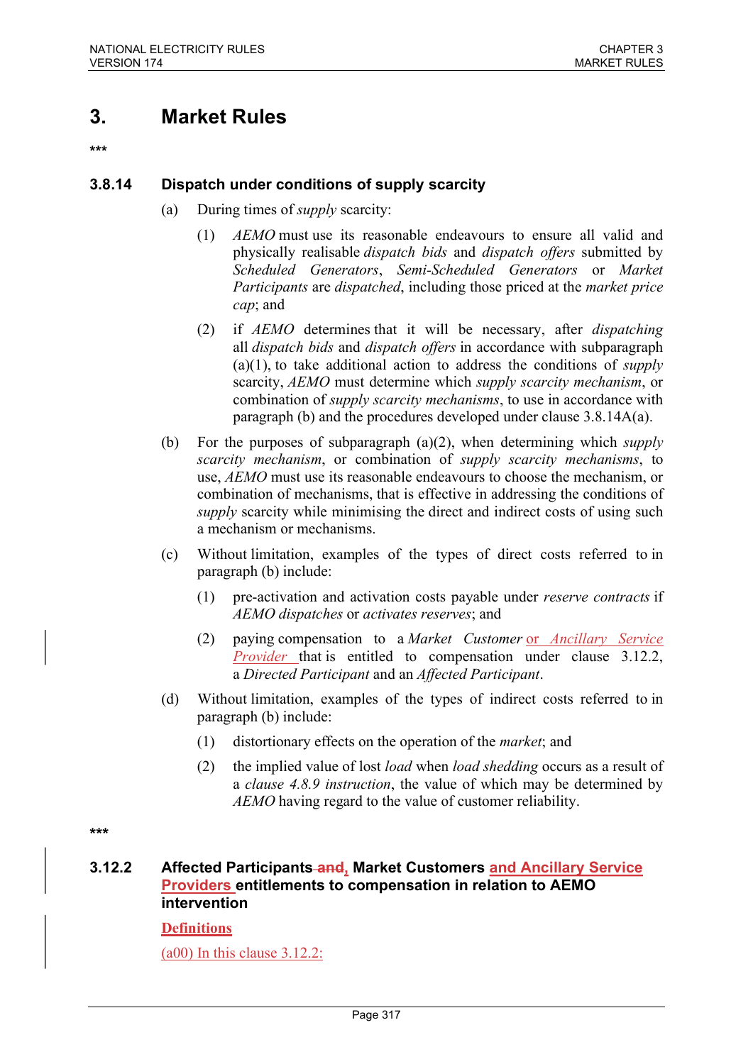# 3. Market Rules

***

### 3.8.14 Dispatch under conditions of supply scarcity

(a) During times of *supply* scarcity:

(1) *AEMO* must use its reasonable endeavours to ensure all valid and physically realisable *dispatch bids* and *dispatch offers* submitted by *Scheduled Generators*, *Semi-Scheduled Generators* or *Market Participants* are *dispatched*, including those priced at the *market price cap*; and

(2) if *AEMO* determines that it will be necessary, after *dispatching* all *dispatch bids* and *dispatch offers* in accordance with subparagraph (a)(1), to take additional action to address the conditions of *supply* scarcity, *AEMO* must determine which *supply scarcity mechanism*, or combination of *supply scarcity mechanisms*, to use in accordance with paragraph (b) and the procedures developed under clause 3.8.14A(a).

(b) For the purposes of subparagraph (a)(2), when determining which *supply scarcity mechanism*, or combination of *supply scarcity mechanisms*, to use, *AEMO* must use its reasonable endeavours to choose the mechanism, or combination of mechanisms, that is effective in addressing the conditions of *supply* scarcity while minimising the direct and indirect costs of using such a mechanism or mechanisms.

(c) Without limitation, examples of the types of direct costs referred to in paragraph (b) include:

(1) pre-activation and activation costs payable under *reserve contracts* if *AEMO dispatches* or *activates reserves*; and

(2) paying compensation to a *Market Customer* or *Ancillary Service Provider* that is entitled to compensation under clause 3.12.2, a *Directed Participant* and an *Affected Participant*.

(d) Without limitation, examples of the types of indirect costs referred to in paragraph (b) include:

(1) distortionary effects on the operation of the *market*; and

(2) the implied value of lost *load* when *load shedding* occurs as a result of a *clause 4.8.9 instruction*, the value of which may be determined by *AEMO* having regard to the value of customer reliability.

***

### 3.12.2 Affected Participants ~~and~~, Market Customers and Ancillary Service Providers entitlements to compensation in relation to AEMO intervention

**Definitions**

(a00) In this clause 3.12.2: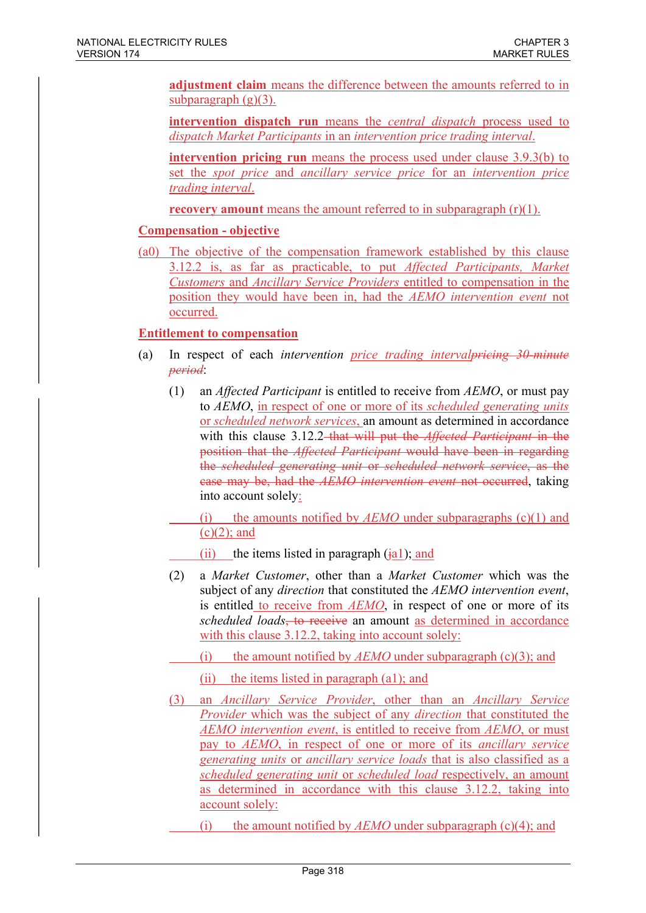**adjustment claim** means the difference between the amounts referred to in subparagraph (g)(3).

**intervention dispatch run** means the *central dispatch* process used to *dispatch Market Participants* in an *intervention price trading interval*.

**intervention pricing run** means the process used under clause 3.9.3(b) to set the *spot price* and *ancillary service price* for an *intervention price trading interval*.

**recovery amount** means the amount referred to in subparagraph (r)(1).

**Compensation - objective**

(a0) The objective of the compensation framework established by this clause 3.12.2 is, as far as practicable, to put *Affected Participants, Market Customers* and *Ancillary Service Providers* entitled to compensation in the position they would have been in, had the *AEMO intervention event* not occurred.

**Entitlement to compensation**

(a) In respect of each *intervention* ~~*pricing 30-minute period*~~ *price trading interval*:

(1) an *Affected Participant* is entitled to receive from *AEMO*, or must pay to *AEMO*, in respect of one or more of its *scheduled generating units* or *scheduled network services*, an amount as determined in accordance with this clause 3.12.2 ~~that will put the *Affected Participant* in the position that the *Affected Participant* would have been in regarding the *scheduled generating unit* or *scheduled network service*, as the case may be, had the *AEMO intervention event* not occurred~~, taking into account solely:

(i) the amounts notified by *AEMO* under subparagraphs (c)(1) and (c)(2); and

(ii) the items listed in paragraph (~~j~~a1); and

(2) a *Market Customer*, other than a *Market Customer* which was the subject of any *direction* that constituted the *AEMO intervention event*, is entitled to receive from *AEMO*, in respect of one or more of its *scheduled loads*~~, to receive~~ an amount as determined in accordance with this clause 3.12.2, taking into account solely:

(i) the amount notified by *AEMO* under subparagraph (c)(3); and

(ii) the items listed in paragraph (a1); and

(3) an *Ancillary Service Provider*, other than an *Ancillary Service Provider* which was the subject of any *direction* that constituted the *AEMO intervention event*, is entitled to receive from *AEMO*, or must pay to *AEMO*, in respect of one or more of its *ancillary service generating units* or *ancillary service loads* that is also classified as a *scheduled generating unit* or *scheduled load* respectively, an amount as determined in accordance with this clause 3.12.2, taking into account solely:

(i) the amount notified by *AEMO* under subparagraph (c)(4); and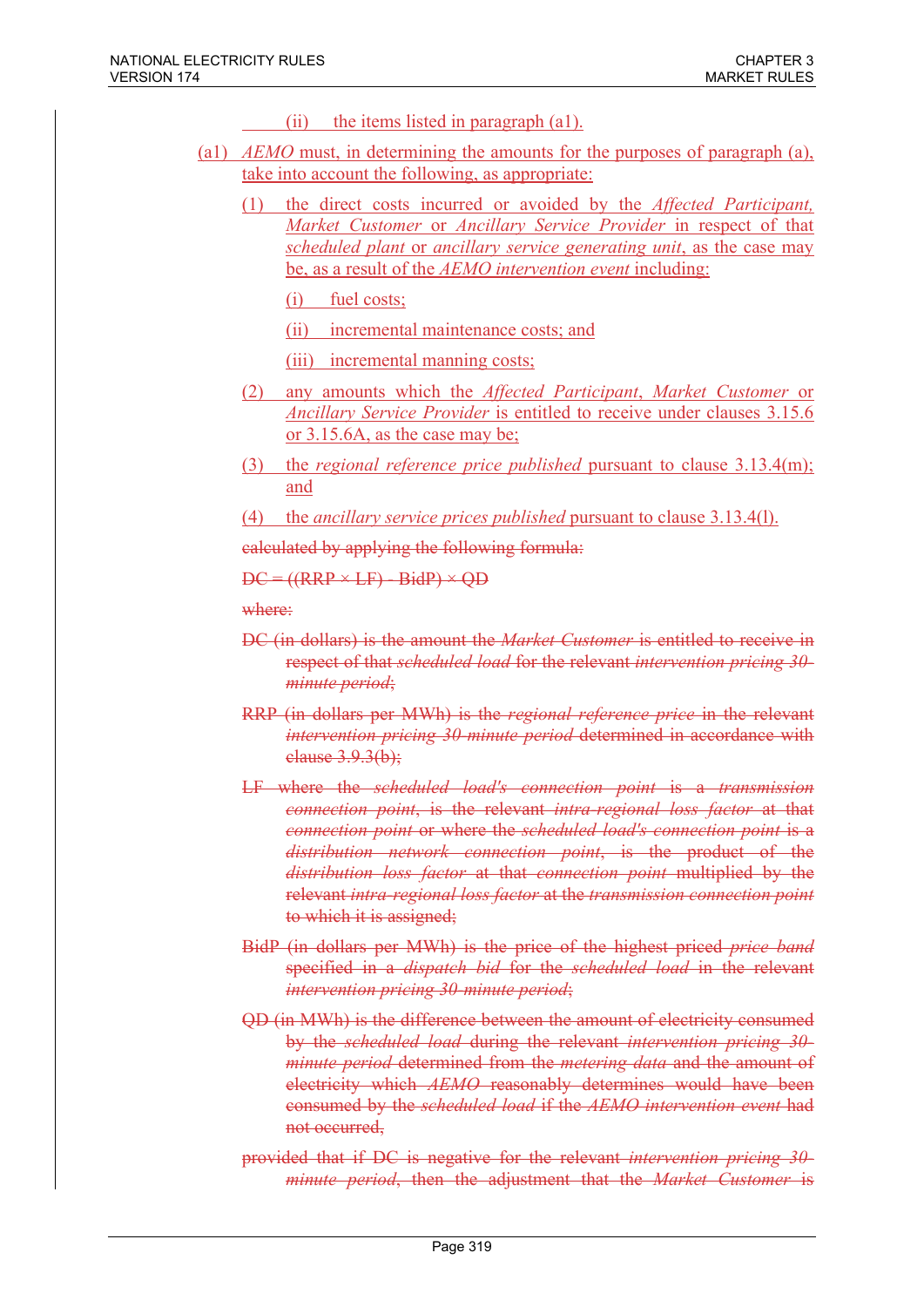(ii) the items listed in paragraph (a1).

(a1) *AEMO* must, in determining the amounts for the purposes of paragraph (a), take into account the following, as appropriate:

(1) the direct costs incurred or avoided by the *Affected Participant, Market Customer* or *Ancillary Service Provider* in respect of that *scheduled plant* or *ancillary service generating unit*, as the case may be, as a result of the *AEMO intervention event* including:

(i) fuel costs;

(ii) incremental maintenance costs; and

(iii) incremental manning costs;

(2) any amounts which the *Affected Participant*, *Market Customer* or *Ancillary Service Provider* is entitled to receive under clauses 3.15.6 or 3.15.6A, as the case may be;

(3) the *regional reference price published* pursuant to clause 3.13.4(m); and

(4) the *ancillary service prices published* pursuant to clause 3.13.4(l).

~~calculated by applying the following formula:~~

~~$DC = ((RRP \times LF) - BidP) \times QD$~~

~~where:~~

~~DC (in dollars) is the amount the *Market Customer* is entitled to receive in respect of that *scheduled load* for the relevant *intervention pricing 30-minute period*;~~

~~RRP (in dollars per MWh) is the *regional reference price* in the relevant *intervention pricing 30-minute period* determined in accordance with clause 3.9.3(b);~~

~~LF where the *scheduled load's connection point* is a *transmission connection point*, is the relevant *intra-regional loss factor* at that *connection point* or where the *scheduled load's connection point* is a *distribution network connection point*, is the product of the *distribution loss factor* at that *connection point* multiplied by the relevant *intra-regional loss factor* at the *transmission connection point* to which it is assigned;~~

~~BidP (in dollars per MWh) is the price of the highest priced *price band* specified in a *dispatch bid* for the *scheduled load* in the relevant *intervention pricing 30-minute period*;~~

~~QD (in MWh) is the difference between the amount of electricity consumed by the *scheduled load* during the relevant *intervention pricing 30-minute period* determined from the *metering data* and the amount of electricity which *AEMO* reasonably determines would have been consumed by the *scheduled load* if the *AEMO intervention event* had not occurred,~~

~~provided that if DC is negative for the relevant *intervention pricing 30-minute period*, then the adjustment that the *Market Customer* is~~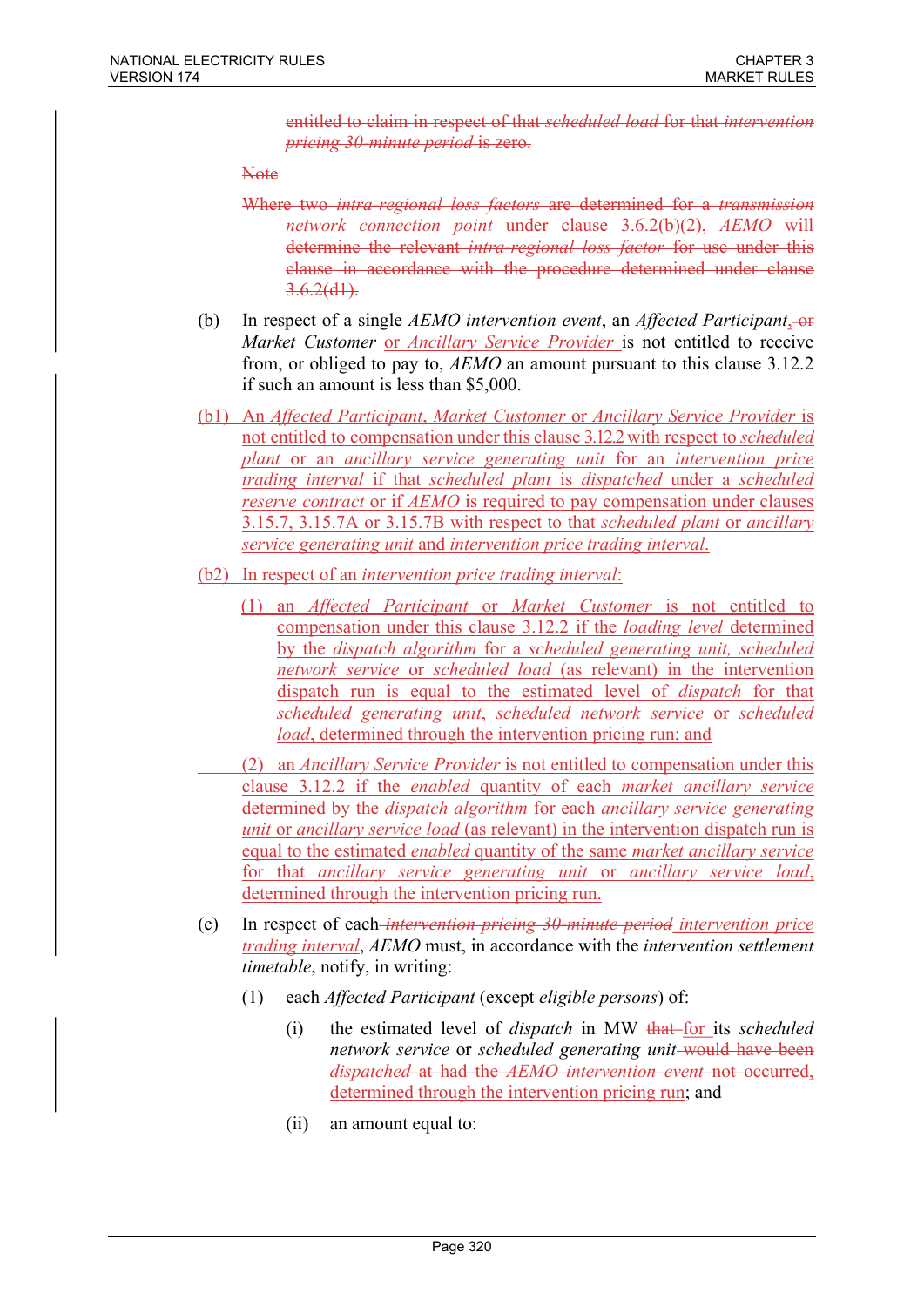entitled to claim in respect of that *scheduled load* for that *intervention pricing 30-minute period* is zero.

Note

Where two *intra-regional loss factors* are determined for a *transmission network connection point* under clause 3.6.2(b)(2), *AEMO* will determine the relevant *intra-regional loss factor* for use under this clause in accordance with the procedure determined under clause 3.6.2(d1).

(b) In respect of a single *AEMO intervention event*, an *Affected Participant*, or *Market Customer* or *Ancillary Service Provider* is not entitled to receive from, or obliged to pay to, *AEMO* an amount pursuant to this clause 3.12.2 if such an amount is less than $5,000.

(b1) An *Affected Participant*, *Market Customer* or *Ancillary Service Provider* is not entitled to compensation under this clause 3.12.2 with respect to *scheduled plant* or an *ancillary service generating unit* for an *intervention price trading interval* if that *scheduled plant* is *dispatched* under a *scheduled reserve contract* or if *AEMO* is required to pay compensation under clauses 3.15.7, 3.15.7A or 3.15.7B with respect to that *scheduled plant* or *ancillary service generating unit* and *intervention price trading interval*.

(b2) In respect of an *intervention price trading interval*:

(1) an *Affected Participant* or *Market Customer* is not entitled to compensation under this clause 3.12.2 if the *loading level* determined by the *dispatch algorithm* for a *scheduled generating unit, scheduled network service* or *scheduled load* (as relevant) in the intervention dispatch run is equal to the estimated level of *dispatch* for that *scheduled generating unit*, *scheduled network service* or *scheduled load*, determined through the intervention pricing run; and

(2) an *Ancillary Service Provider* is not entitled to compensation under this clause 3.12.2 if the *enabled* quantity of each *market ancillary service* determined by the *dispatch algorithm* for each *ancillary service generating unit* or *ancillary service load* (as relevant) in the intervention dispatch run is equal to the estimated *enabled* quantity of the same *market ancillary service* for that *ancillary service generating unit* or *ancillary service load*, determined through the intervention pricing run.

(c) In respect of each *intervention pricing 30-minute period* *intervention price trading interval*, *AEMO* must, in accordance with the *intervention settlement timetable*, notify, in writing:

(1) each *Affected Participant* (except *eligible persons*) of:

(i) the estimated level of *dispatch* in MW that for its *scheduled network service* or *scheduled generating unit* would have been *dispatched* at had the *AEMO intervention event* not occurred, determined through the intervention pricing run; and

(ii) an amount equal to: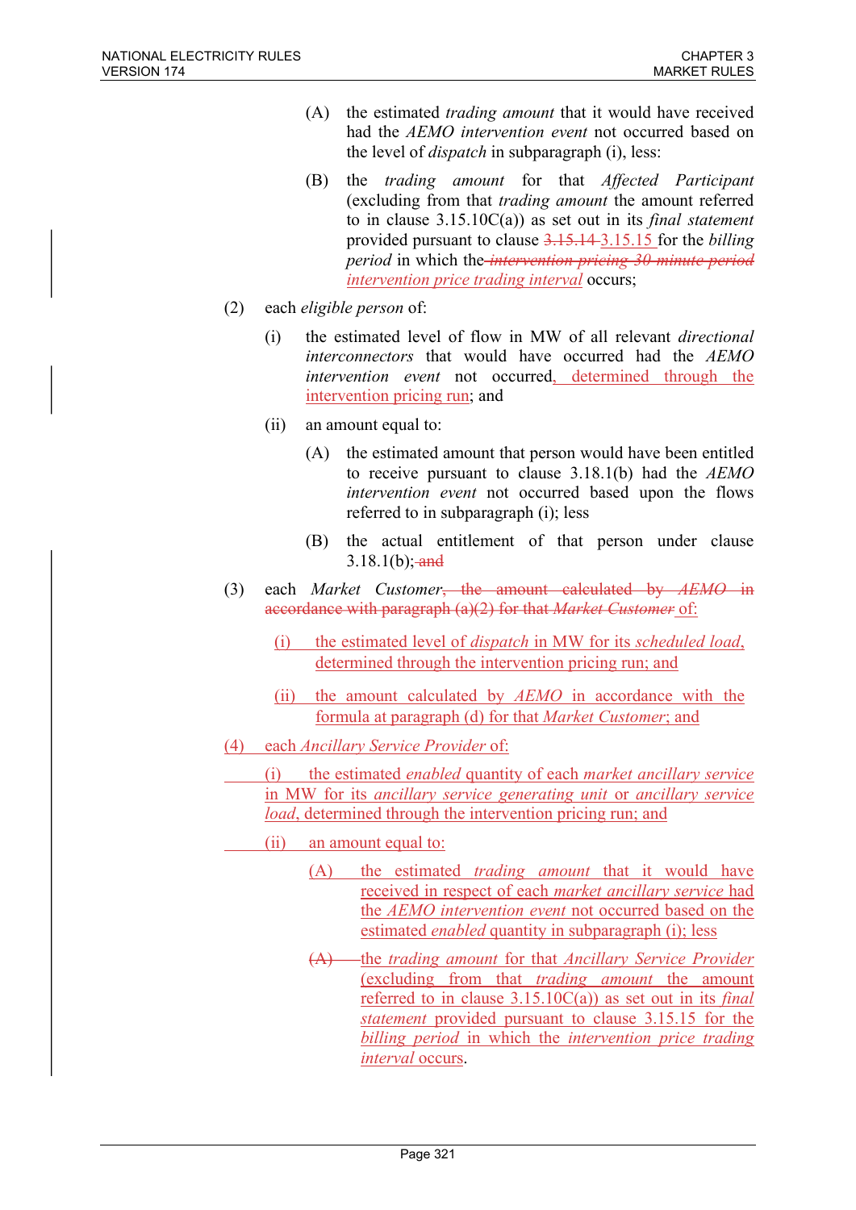(A) the estimated *trading amount* that it would have received had the *AEMO intervention event* not occurred based on the level of *dispatch* in subparagraph (i), less:

(B) the *trading amount* for that *Affected Participant* (excluding from that *trading amount* the amount referred to in clause 3.15.10C(a)) as set out in its *final statement* provided pursuant to clause ~~3.15.14~~ 3.15.15 for the *billing period* in which the ~~*intervention pricing 30 minute period*~~ *intervention price trading interval* occurs;

(2) each *eligible person* of:

(i) the estimated level of flow in MW of all relevant *directional interconnectors* that would have occurred had the *AEMO intervention event* not occurred, determined through the intervention pricing run; and

(ii) an amount equal to:

(A) the estimated amount that person would have been entitled to receive pursuant to clause 3.18.1(b) had the *AEMO intervention event* not occurred based upon the flows referred to in subparagraph (i); less

(B) the actual entitlement of that person under clause 3.18.1(b); ~~and~~

(3) each *Market Customer*, ~~the amount calculated by *AEMO* in accordance with paragraph (a)(2) for that *Market Customer*~~ of:

(i) the estimated level of *dispatch* in MW for its *scheduled load*, determined through the intervention pricing run; and

(ii) the amount calculated by *AEMO* in accordance with the formula at paragraph (d) for that *Market Customer*; and

(4) each *Ancillary Service Provider* of:

(i) the estimated *enabled* quantity of each *market ancillary service* in MW for its *ancillary service generating unit* or *ancillary service load*, determined through the intervention pricing run; and

(ii) an amount equal to:

(A) the estimated *trading amount* that it would have received in respect of each *market ancillary service* had the *AEMO intervention event* not occurred based on the estimated *enabled* quantity in subparagraph (i); less

~~(A)~~ the *trading amount* for that *Ancillary Service Provider* (excluding from that *trading amount* the amount referred to in clause 3.15.10C(a)) as set out in its *final statement* provided pursuant to clause 3.15.15 for the *billing period* in which the *intervention price trading interval* occurs.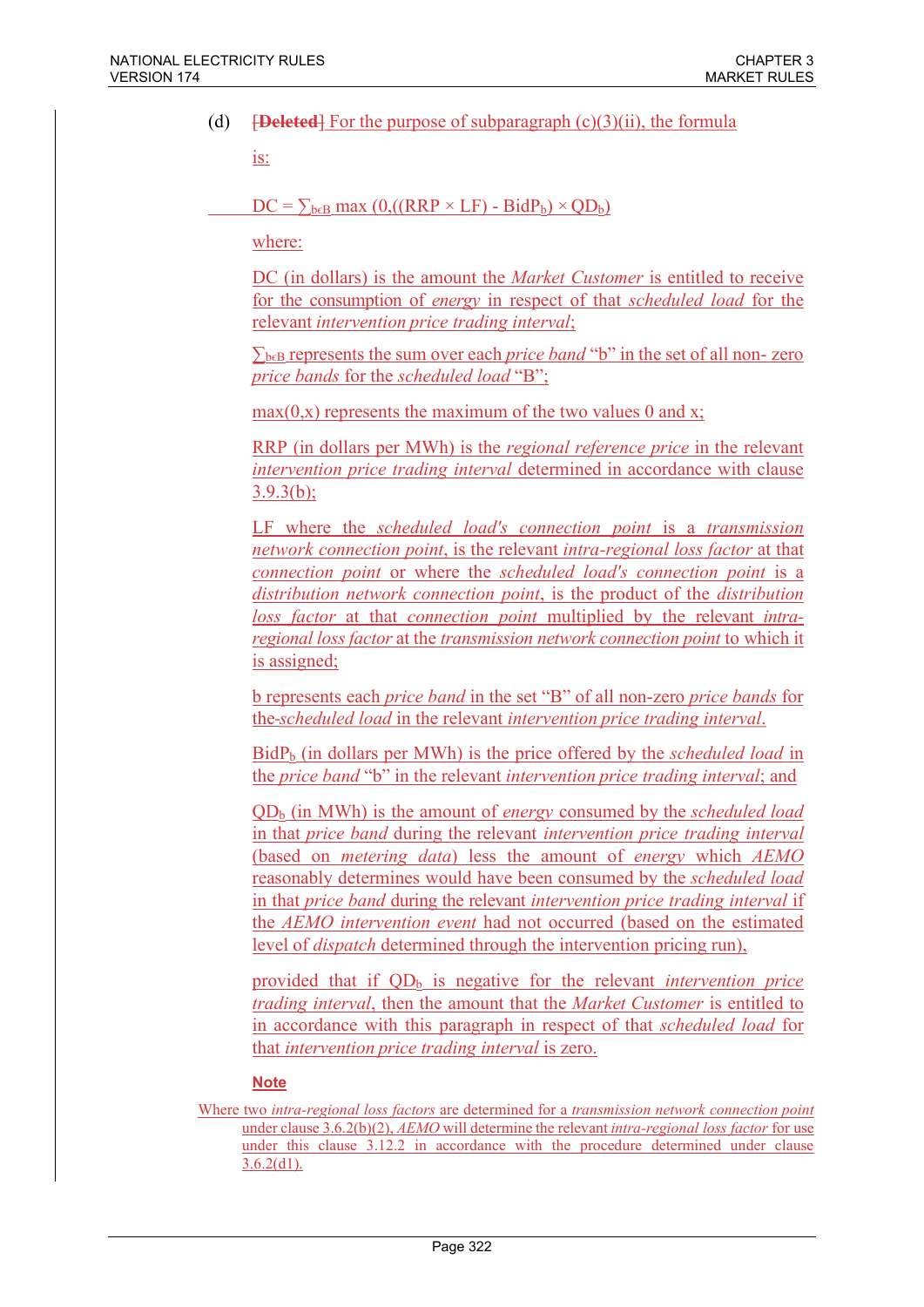(d) ~~[Deleted]~~ For the purpose of subparagraph (c)(3)(ii), the formula is:

$$DC = \sum_{b \in B} \max(0,((RRP \times LF) - BidP_b) \times QD_b)$$

where:

DC (in dollars) is the amount the *Market Customer* is entitled to receive for the consumption of *energy* in respect of that *scheduled load* for the relevant *intervention price trading interval*;

$\sum_{b \in B}$ represents the sum over each *price band* "b" in the set of all non- zero *price bands* for the *scheduled load* "B";

max(0,x) represents the maximum of the two values 0 and x;

RRP (in dollars per MWh) is the *regional reference price* in the relevant *intervention price trading interval* determined in accordance with clause 3.9.3(b);

LF where the *scheduled load's connection point* is a *transmission network connection point*, is the relevant *intra-regional loss factor* at that *connection point* or where the *scheduled load's connection point* is a *distribution network connection point*, is the product of the *distribution loss factor* at that *connection point* multiplied by the relevant *intra-regional loss factor* at the *transmission network connection point* to which it is assigned;

b represents each *price band* in the set "B" of all non-zero *price bands* for the *scheduled load* in the relevant *intervention price trading interval*.

$BidP_b$ (in dollars per MWh) is the price offered by the *scheduled load* in the *price band* "b" in the relevant *intervention price trading interval*; and

$QD_b$ (in MWh) is the amount of *energy* consumed by the *scheduled load* in that *price band* during the relevant *intervention price trading interval* (based on *metering data*) less the amount of *energy* which *AEMO* reasonably determines would have been consumed by the *scheduled load* in that *price band* during the relevant *intervention price trading interval* if the *AEMO intervention event* had not occurred (based on the estimated level of *dispatch* determined through the intervention pricing run),

provided that if $QD_b$ is negative for the relevant *intervention price trading interval*, then the amount that the *Market Customer* is entitled to in accordance with this paragraph in respect of that *scheduled load* for that *intervention price trading interval* is zero.

**Note**

Where two *intra-regional loss factors* are determined for a *transmission network connection point* under clause 3.6.2(b)(2), *AEMO* will determine the relevant *intra-regional loss factor* for use under this clause 3.12.2 in accordance with the procedure determined under clause 3.6.2(d1).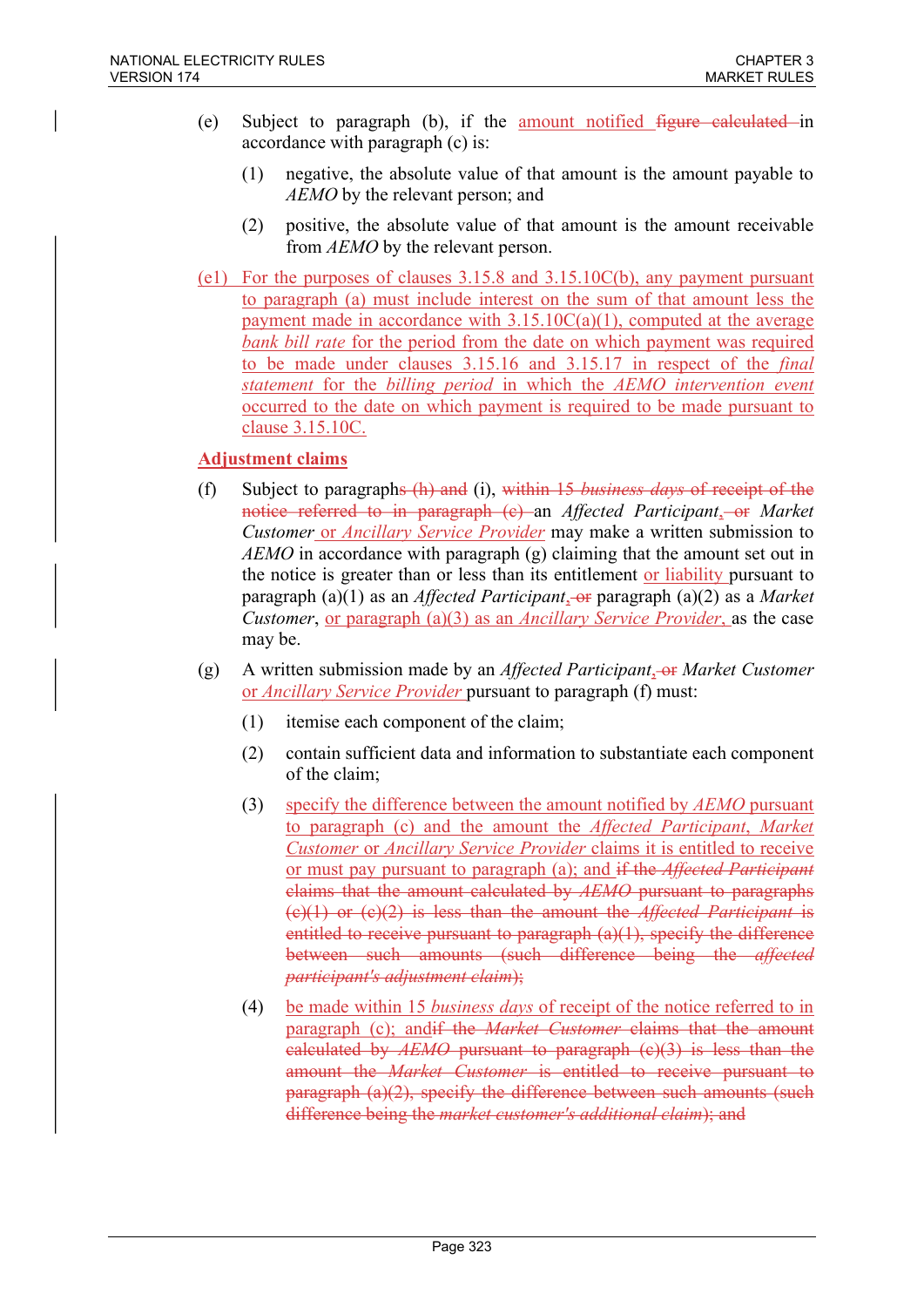(e) Subject to paragraph (b), if the amount notified figure calculated in accordance with paragraph (c) is:

(1) negative, the absolute value of that amount is the amount payable to *AEMO* by the relevant person; and

(2) positive, the absolute value of that amount is the amount receivable from *AEMO* by the relevant person.

(e1) For the purposes of clauses 3.15.8 and 3.15.10C(b), any payment pursuant to paragraph (a) must include interest on the sum of that amount less the payment made in accordance with 3.15.10C(a)(1), computed at the average *bank bill rate* for the period from the date on which payment was required to be made under clauses 3.15.16 and 3.15.17 in respect of the *final statement* for the *billing period* in which the *AEMO intervention event* occurred to the date on which payment is required to be made pursuant to clause 3.15.10C.

**Adjustment claims**

(f) Subject to paragraphs (h) and (i), within 15 *business days* of receipt of the notice referred to in paragraph (c) an *Affected Participant*, or *Market Customer* or *Ancillary Service Provider* may make a written submission to *AEMO* in accordance with paragraph (g) claiming that the amount set out in the notice is greater than or less than its entitlement or liability pursuant to paragraph (a)(1) as an *Affected Participant*, or paragraph (a)(2) as a *Market Customer*, or paragraph (a)(3) as an *Ancillary Service Provider*, as the case may be.

(g) A written submission made by an *Affected Participant*, or *Market Customer* or *Ancillary Service Provider* pursuant to paragraph (f) must:

(1) itemise each component of the claim;

(2) contain sufficient data and information to substantiate each component of the claim;

(3) specify the difference between the amount notified by *AEMO* pursuant to paragraph (c) and the amount the *Affected Participant*, *Market Customer* or *Ancillary Service Provider* claims it is entitled to receive or must pay pursuant to paragraph (a); and if the *Affected Participant* claims that the amount calculated by *AEMO* pursuant to paragraphs (c)(1) or (c)(2) is less than the amount the *Affected Participant* is entitled to receive pursuant to paragraph (a)(1), specify the difference between such amounts (such difference being the *affected participant's adjustment claim*);

(4) be made within 15 *business days* of receipt of the notice referred to in paragraph (c); andif the *Market Customer* claims that the amount calculated by *AEMO* pursuant to paragraph (c)(3) is less than the amount the *Market Customer* is entitled to receive pursuant to paragraph (a)(2), specify the difference between such amounts (such difference being the *market customer's additional claim*); and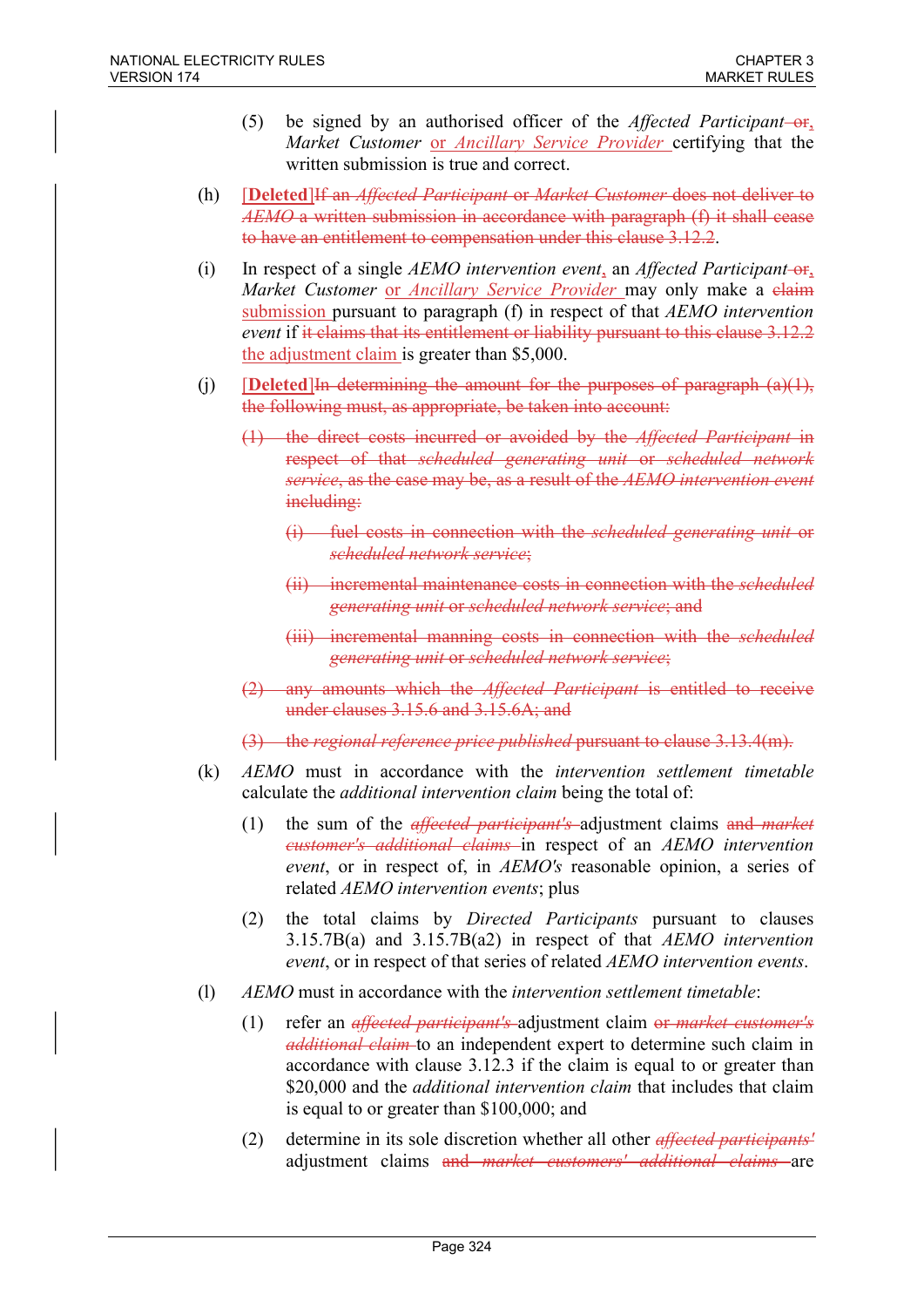(5) be signed by an authorised officer of the *Affected Participant* ~~or~~, *Market Customer* or *Ancillary Service Provider* certifying that the written submission is true and correct.

(h) **[Deleted]** ~~If an *Affected Participant* or *Market Customer* does not deliver to *AEMO* a written submission in accordance with paragraph (f) it shall cease to have an entitlement to compensation under this clause 3.12.2.~~

(i) In respect of a single *AEMO intervention event*, an *Affected Participant* ~~or~~, *Market Customer* or *Ancillary Service Provider* may only make a ~~claim~~ submission pursuant to paragraph (f) in respect of that *AEMO intervention event* if ~~it claims that its entitlement or liability pursuant to this clause 3.12.2~~ the adjustment claim is greater than $5,000.

(j) **[Deleted]** ~~In determining the amount for the purposes of paragraph (a)(1), the following must, as appropriate, be taken into account:~~

~~(1) the direct costs incurred or avoided by the *Affected Participant* in respect of that *scheduled generating unit* or *scheduled network service*, as the case may be, as a result of the *AEMO intervention event* including:~~

~~(i) fuel costs in connection with the *scheduled generating unit* or *scheduled network service*;~~

~~(ii) incremental maintenance costs in connection with the *scheduled generating unit* or *scheduled network service*; and~~

~~(iii) incremental manning costs in connection with the *scheduled generating unit* or *scheduled network service*;~~

~~(2) any amounts which the *Affected Participant* is entitled to receive under clauses 3.15.6 and 3.15.6A; and~~

~~(3) the *regional reference price published* pursuant to clause 3.13.4(m).~~

(k) *AEMO* must in accordance with the *intervention settlement timetable* calculate the *additional intervention claim* being the total of:

(1) the sum of the ~~*affected participant's*~~ adjustment claims ~~and *market customer's additional claims*~~ in respect of an *AEMO intervention event*, or in respect of, in *AEMO's* reasonable opinion, a series of related *AEMO intervention events*; plus

(2) the total claims by *Directed Participants* pursuant to clauses 3.15.7B(a) and 3.15.7B(a2) in respect of that *AEMO intervention event*, or in respect of that series of related *AEMO intervention events*.

(l) *AEMO* must in accordance with the *intervention settlement timetable*:

(1) refer an ~~*affected participant's*~~ adjustment claim ~~or *market customer's additional claim*~~ to an independent expert to determine such claim in accordance with clause 3.12.3 if the claim is equal to or greater than $20,000 and the *additional intervention claim* that includes that claim is equal to or greater than $100,000; and

(2) determine in its sole discretion whether all other ~~*affected participants'*~~ adjustment claims ~~and *market customers' additional claims*~~ are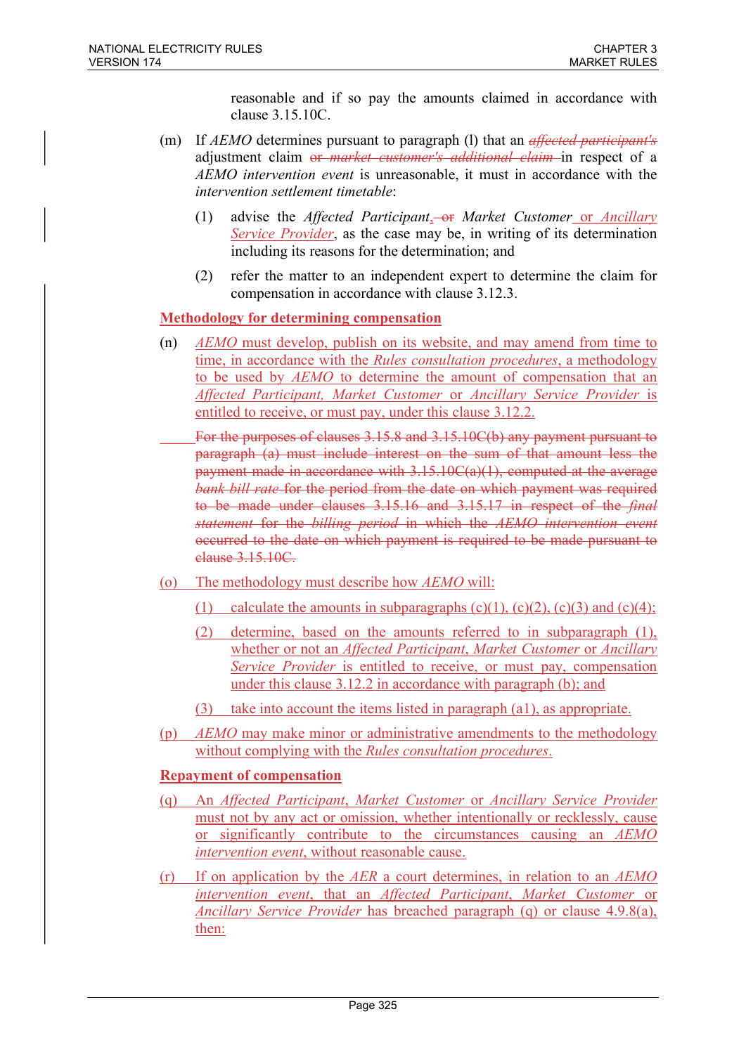reasonable and if so pay the amounts claimed in accordance with clause 3.15.10C.

(m) If *AEMO* determines pursuant to paragraph (l) that an ~~*affected participant's*~~ adjustment claim ~~or *market customer's additional claim*~~ in respect of a *AEMO intervention event* is unreasonable, it must in accordance with the *intervention settlement timetable*:

(1) advise the *Affected Participant*, ~~or~~ *Market Customer* or *Ancillary Service Provider*, as the case may be, in writing of its determination including its reasons for the determination; and

(2) refer the matter to an independent expert to determine the claim for compensation in accordance with clause 3.12.3.

**Methodology for determining compensation**

(n) *AEMO* must develop, publish on its website, and may amend from time to time, in accordance with the *Rules consultation procedures*, a methodology to be used by *AEMO* to determine the amount of compensation that an *Affected Participant, Market Customer* or *Ancillary Service Provider* is entitled to receive, or must pay, under this clause 3.12.2.

~~For the purposes of clauses 3.15.8 and 3.15.10C(b) any payment pursuant to paragraph (a) must include interest on the sum of that amount less the payment made in accordance with 3.15.10C(a)(1), computed at the average *bank bill rate* for the period from the date on which payment was required to be made under clauses 3.15.16 and 3.15.17 in respect of the *final statement* for the *billing period* in which the *AEMO intervention event* occurred to the date on which payment is required to be made pursuant to clause 3.15.10C.~~

(o) The methodology must describe how *AEMO* will:

(1) calculate the amounts in subparagraphs (c)(1), (c)(2), (c)(3) and (c)(4);

(2) determine, based on the amounts referred to in subparagraph (1), whether or not an *Affected Participant*, *Market Customer* or *Ancillary Service Provider* is entitled to receive, or must pay, compensation under this clause 3.12.2 in accordance with paragraph (b); and

(3) take into account the items listed in paragraph (a1), as appropriate.

(p) *AEMO* may make minor or administrative amendments to the methodology without complying with the *Rules consultation procedures*.

**Repayment of compensation**

(q) An *Affected Participant*, *Market Customer* or *Ancillary Service Provider* must not by any act or omission, whether intentionally or recklessly, cause or significantly contribute to the circumstances causing an *AEMO intervention event*, without reasonable cause.

(r) If on application by the *AER* a court determines, in relation to an *AEMO intervention event*, that an *Affected Participant*, *Market Customer* or *Ancillary Service Provider* has breached paragraph (q) or clause 4.9.8(a), then: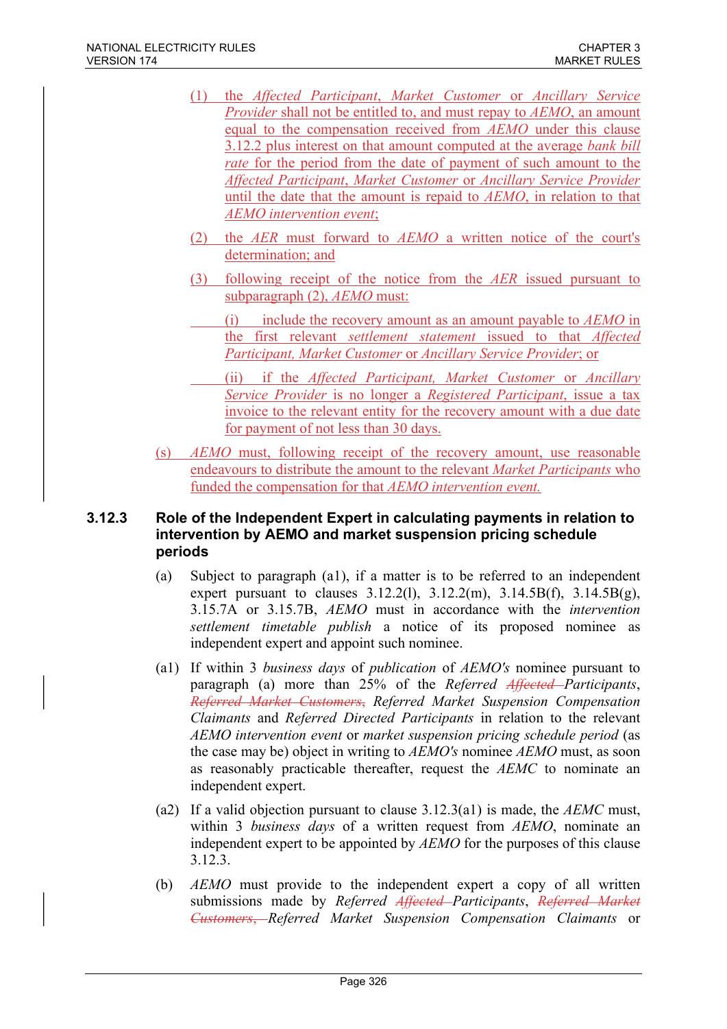(1) the *Affected Participant*, *Market Customer* or *Ancillary Service Provider* shall not be entitled to, and must repay to *AEMO*, an amount equal to the compensation received from *AEMO* under this clause 3.12.2 plus interest on that amount computed at the average *bank bill rate* for the period from the date of payment of such amount to the *Affected Participant*, *Market Customer* or *Ancillary Service Provider* until the date that the amount is repaid to *AEMO*, in relation to that *AEMO intervention event*;

(2) the *AER* must forward to *AEMO* a written notice of the court's determination; and

(3) following receipt of the notice from the *AER* issued pursuant to subparagraph (2), *AEMO* must:

(i) include the recovery amount as an amount payable to *AEMO* in the first relevant *settlement statement* issued to that *Affected Participant, Market Customer* or *Ancillary Service Provider*; or

(ii) if the *Affected Participant, Market Customer* or *Ancillary Service Provider* is no longer a *Registered Participant*, issue a tax invoice to the relevant entity for the recovery amount with a due date for payment of not less than 30 days.

(s) *AEMO* must, following receipt of the recovery amount, use reasonable endeavours to distribute the amount to the relevant *Market Participants* who funded the compensation for that *AEMO intervention event.*

### 3.12.3 Role of the Independent Expert in calculating payments in relation to intervention by AEMO and market suspension pricing schedule periods

(a) Subject to paragraph (a1), if a matter is to be referred to an independent expert pursuant to clauses 3.12.2(l), 3.12.2(m), 3.14.5B(f), 3.14.5B(g), 3.15.7A or 3.15.7B, *AEMO* must in accordance with the *intervention settlement timetable publish* a notice of its proposed nominee as independent expert and appoint such nominee.

(a1) If within 3 *business days* of *publication* of *AEMO's* nominee pursuant to paragraph (a) more than 25% of the *Referred* ~~*Affected*~~ *Participants*, ~~*Referred Market Customers*,~~ *Referred Market Suspension Compensation Claimants* and *Referred Directed Participants* in relation to the relevant *AEMO intervention event* or *market suspension pricing schedule period* (as the case may be) object in writing to *AEMO's* nominee *AEMO* must, as soon as reasonably practicable thereafter, request the *AEMC* to nominate an independent expert.

(a2) If a valid objection pursuant to clause 3.12.3(a1) is made, the *AEMC* must, within 3 *business days* of a written request from *AEMO*, nominate an independent expert to be appointed by *AEMO* for the purposes of this clause 3.12.3.

(b) *AEMO* must provide to the independent expert a copy of all written submissions made by *Referred* ~~*Affected*~~ *Participants*, ~~*Referred Market Customers*,~~ *Referred Market Suspension Compensation Claimants* or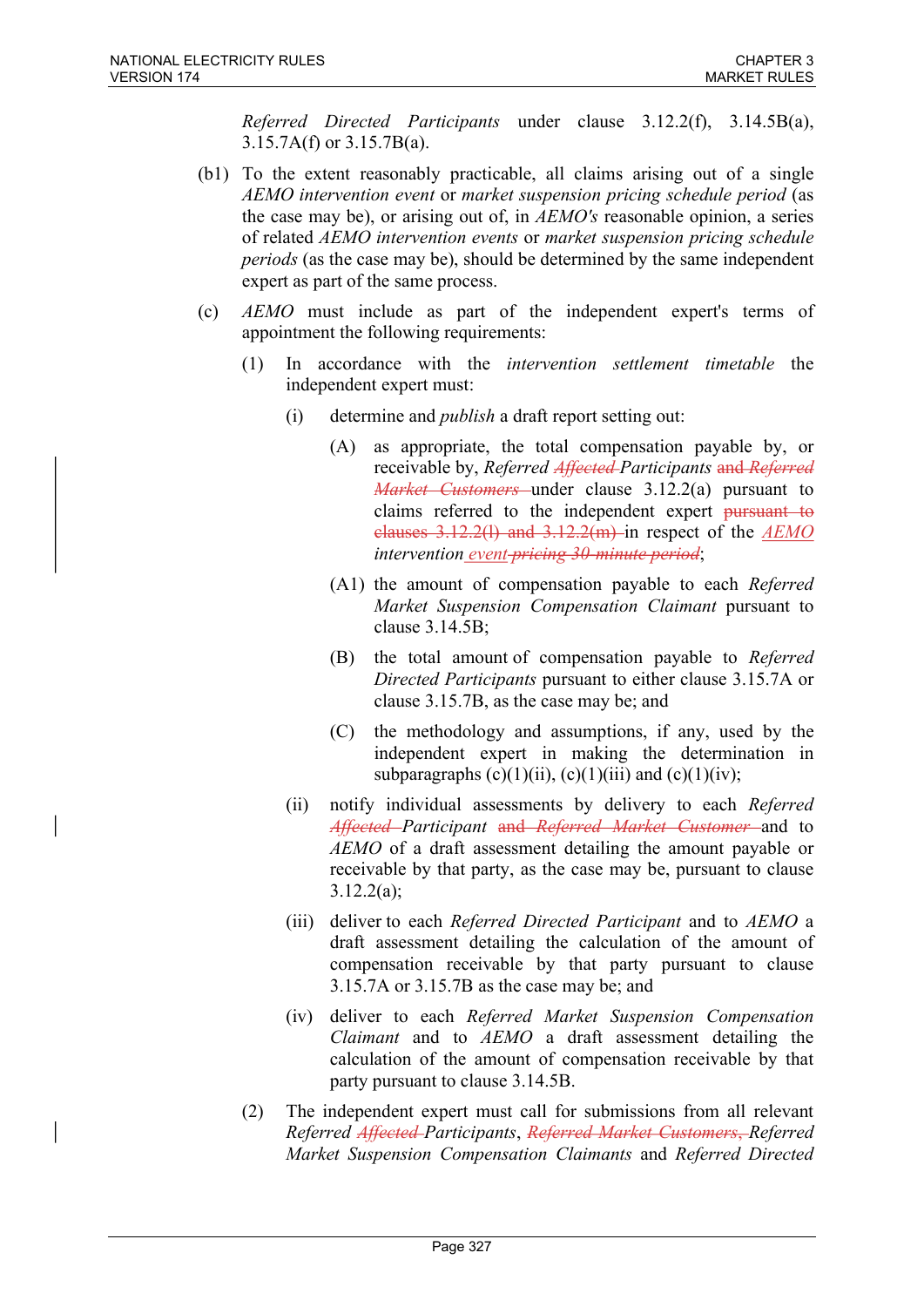*Referred Directed Participants* under clause 3.12.2(f), 3.14.5B(a), 3.15.7A(f) or 3.15.7B(a).

(b1) To the extent reasonably practicable, all claims arising out of a single *AEMO intervention event* or *market suspension pricing schedule period* (as the case may be), or arising out of, in *AEMO's* reasonable opinion, a series of related *AEMO intervention events* or *market suspension pricing schedule periods* (as the case may be), should be determined by the same independent expert as part of the same process.

(c) *AEMO* must include as part of the independent expert's terms of appointment the following requirements:

(1) In accordance with the *intervention settlement timetable* the independent expert must:

(i) determine and *publish* a draft report setting out:

(A) as appropriate, the total compensation payable by, or receivable by, *Referred* ~~*Affected*~~ *Participants* ~~and *Referred Market Customers*~~ under clause 3.12.2(a) pursuant to claims referred to the independent expert ~~pursuant to clauses 3.12.2(l) and 3.12.2(m)~~ in respect of the *AEMO intervention* *event* ~~*pricing 30-minute period*~~;

(A1) the amount of compensation payable to each *Referred Market Suspension Compensation Claimant* pursuant to clause 3.14.5B;

(B) the total amount of compensation payable to *Referred Directed Participants* pursuant to either clause 3.15.7A or clause 3.15.7B, as the case may be; and

(C) the methodology and assumptions, if any, used by the independent expert in making the determination in subparagraphs (c)(1)(ii), (c)(1)(iii) and (c)(1)(iv);

(ii) notify individual assessments by delivery to each *Referred* ~~*Affected*~~ *Participant* ~~and *Referred Market Customer*~~ and to *AEMO* of a draft assessment detailing the amount payable or receivable by that party, as the case may be, pursuant to clause 3.12.2(a);

(iii) deliver to each *Referred Directed Participant* and to *AEMO* a draft assessment detailing the calculation of the amount of compensation receivable by that party pursuant to clause 3.15.7A or 3.15.7B as the case may be; and

(iv) deliver to each *Referred Market Suspension Compensation Claimant* and to *AEMO* a draft assessment detailing the calculation of the amount of compensation receivable by that party pursuant to clause 3.14.5B.

(2) The independent expert must call for submissions from all relevant *Referred* ~~*Affected*~~ *Participants*, ~~*Referred Market Customers*,~~ *Referred Market Suspension Compensation Claimants* and *Referred Directed*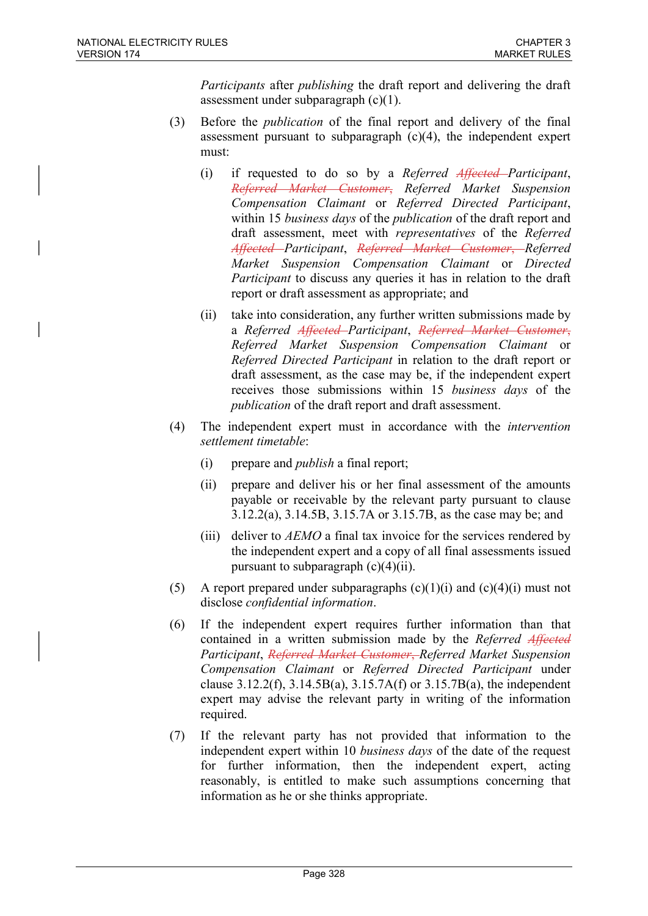*Participants* after *publishing* the draft report and delivering the draft assessment under subparagraph (c)(1).

(3) Before the *publication* of the final report and delivery of the final assessment pursuant to subparagraph (c)(4), the independent expert must:

(i) if requested to do so by a *Referred* ~~*Affected*~~ *Participant*, ~~*Referred Market Customer*,~~ *Referred Market Suspension Compensation Claimant* or *Referred Directed Participant*, within 15 *business days* of the *publication* of the draft report and draft assessment, meet with *representatives* of the *Referred* ~~*Affected*~~ *Participant*, ~~*Referred Market Customer*,~~ *Referred Market Suspension Compensation Claimant* or *Directed Participant* to discuss any queries it has in relation to the draft report or draft assessment as appropriate; and

(ii) take into consideration, any further written submissions made by a *Referred* ~~*Affected*~~ *Participant*, ~~*Referred Market Customer*,~~ *Referred Market Suspension Compensation Claimant* or *Referred Directed Participant* in relation to the draft report or draft assessment, as the case may be, if the independent expert receives those submissions within 15 *business days* of the *publication* of the draft report and draft assessment.

(4) The independent expert must in accordance with the *intervention settlement timetable*:

(i) prepare and *publish* a final report;

(ii) prepare and deliver his or her final assessment of the amounts payable or receivable by the relevant party pursuant to clause 3.12.2(a), 3.14.5B, 3.15.7A or 3.15.7B, as the case may be; and

(iii) deliver to *AEMO* a final tax invoice for the services rendered by the independent expert and a copy of all final assessments issued pursuant to subparagraph (c)(4)(ii).

(5) A report prepared under subparagraphs (c)(1)(i) and (c)(4)(i) must not disclose *confidential information*.

(6) If the independent expert requires further information than that contained in a written submission made by the *Referred* ~~*Affected*~~ *Participant*, ~~*Referred Market Customer*,~~ *Referred Market Suspension Compensation Claimant* or *Referred Directed Participant* under clause 3.12.2(f), 3.14.5B(a), 3.15.7A(f) or 3.15.7B(a), the independent expert may advise the relevant party in writing of the information required.

(7) If the relevant party has not provided that information to the independent expert within 10 *business days* of the date of the request for further information, then the independent expert, acting reasonably, is entitled to make such assumptions concerning that information as he or she thinks appropriate.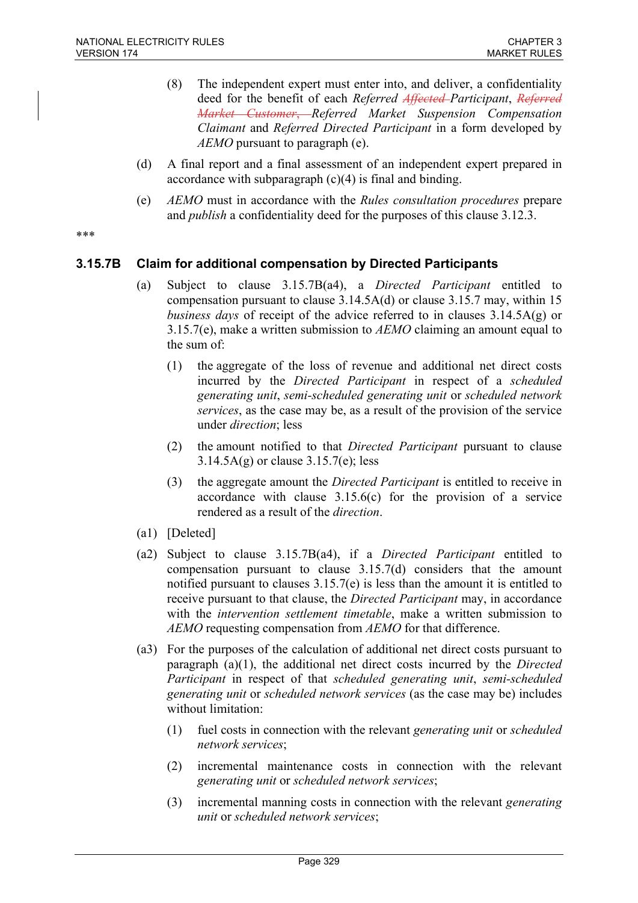(8) The independent expert must enter into, and deliver, a confidentiality deed for the benefit of each *Referred* ~~*Affected*~~ *Participant*, ~~*Referred Market Customer*,~~ *Referred Market Suspension Compensation Claimant* and *Referred Directed Participant* in a form developed by *AEMO* pursuant to paragraph (e).

(d) A final report and a final assessment of an independent expert prepared in accordance with subparagraph (c)(4) is final and binding.

(e) *AEMO* must in accordance with the *Rules consultation procedures* prepare and *publish* a confidentiality deed for the purposes of this clause 3.12.3.

***

### 3.15.7B Claim for additional compensation by Directed Participants

(a) Subject to clause 3.15.7B(a4), a *Directed Participant* entitled to compensation pursuant to clause 3.14.5A(d) or clause 3.15.7 may, within 15 *business days* of receipt of the advice referred to in clauses 3.14.5A(g) or 3.15.7(e), make a written submission to *AEMO* claiming an amount equal to the sum of:

(1) the aggregate of the loss of revenue and additional net direct costs incurred by the *Directed Participant* in respect of a *scheduled generating unit*, *semi-scheduled generating unit* or *scheduled network services*, as the case may be, as a result of the provision of the service under *direction*; less

(2) the amount notified to that *Directed Participant* pursuant to clause 3.14.5A(g) or clause 3.15.7(e); less

(3) the aggregate amount the *Directed Participant* is entitled to receive in accordance with clause 3.15.6(c) for the provision of a service rendered as a result of the *direction*.

(a1) [Deleted]

(a2) Subject to clause 3.15.7B(a4), if a *Directed Participant* entitled to compensation pursuant to clause 3.15.7(d) considers that the amount notified pursuant to clauses 3.15.7(e) is less than the amount it is entitled to receive pursuant to that clause, the *Directed Participant* may, in accordance with the *intervention settlement timetable*, make a written submission to *AEMO* requesting compensation from *AEMO* for that difference.

(a3) For the purposes of the calculation of additional net direct costs pursuant to paragraph (a)(1), the additional net direct costs incurred by the *Directed Participant* in respect of that *scheduled generating unit*, *semi-scheduled generating unit* or *scheduled network services* (as the case may be) includes without limitation:

(1) fuel costs in connection with the relevant *generating unit* or *scheduled network services*;

(2) incremental maintenance costs in connection with the relevant *generating unit* or *scheduled network services*;

(3) incremental manning costs in connection with the relevant *generating unit* or *scheduled network services*;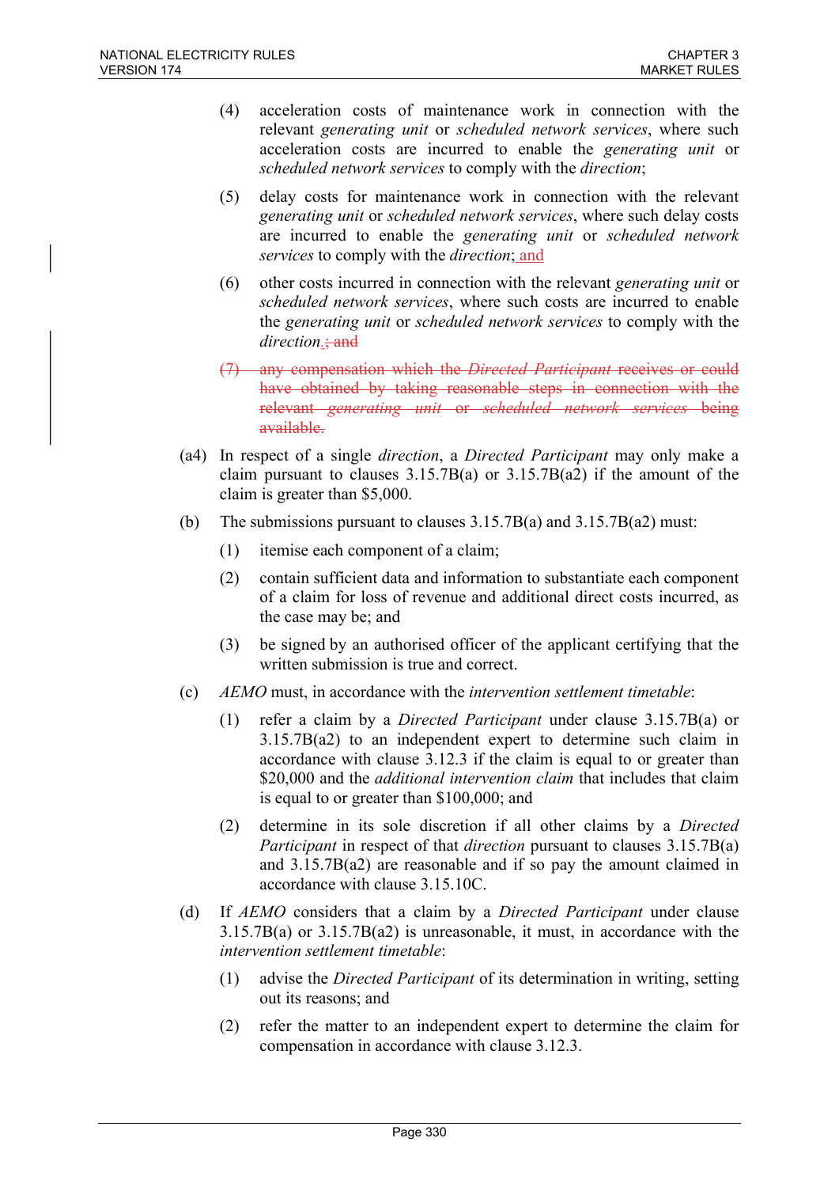(4) acceleration costs of maintenance work in connection with the relevant *generating unit* or *scheduled network services*, where such acceleration costs are incurred to enable the *generating unit* or *scheduled network services* to comply with the *direction*;

(5) delay costs for maintenance work in connection with the relevant *generating unit* or *scheduled network services*, where such delay costs are incurred to enable the *generating unit* or *scheduled network services* to comply with the *direction*; and

(6) other costs incurred in connection with the relevant *generating unit* or *scheduled network services*, where such costs are incurred to enable the *generating unit* or *scheduled network services* to comply with the *direction*.~~; and~~

~~(7) any compensation which the *Directed Participant* receives or could have obtained by taking reasonable steps in connection with the relevant *generating unit* or *scheduled network services* being available.~~

(a4) In respect of a single *direction*, a *Directed Participant* may only make a claim pursuant to clauses 3.15.7B(a) or 3.15.7B(a2) if the amount of the claim is greater than $5,000.

(b) The submissions pursuant to clauses 3.15.7B(a) and 3.15.7B(a2) must:

(1) itemise each component of a claim;

(2) contain sufficient data and information to substantiate each component of a claim for loss of revenue and additional direct costs incurred, as the case may be; and

(3) be signed by an authorised officer of the applicant certifying that the written submission is true and correct.

(c) *AEMO* must, in accordance with the *intervention settlement timetable*:

(1) refer a claim by a *Directed Participant* under clause 3.15.7B(a) or 3.15.7B(a2) to an independent expert to determine such claim in accordance with clause 3.12.3 if the claim is equal to or greater than $20,000 and the *additional intervention claim* that includes that claim is equal to or greater than $100,000; and

(2) determine in its sole discretion if all other claims by a *Directed Participant* in respect of that *direction* pursuant to clauses 3.15.7B(a) and 3.15.7B(a2) are reasonable and if so pay the amount claimed in accordance with clause 3.15.10C.

(d) If *AEMO* considers that a claim by a *Directed Participant* under clause 3.15.7B(a) or 3.15.7B(a2) is unreasonable, it must, in accordance with the *intervention settlement timetable*:

(1) advise the *Directed Participant* of its determination in writing, setting out its reasons; and

(2) refer the matter to an independent expert to determine the claim for compensation in accordance with clause 3.12.3.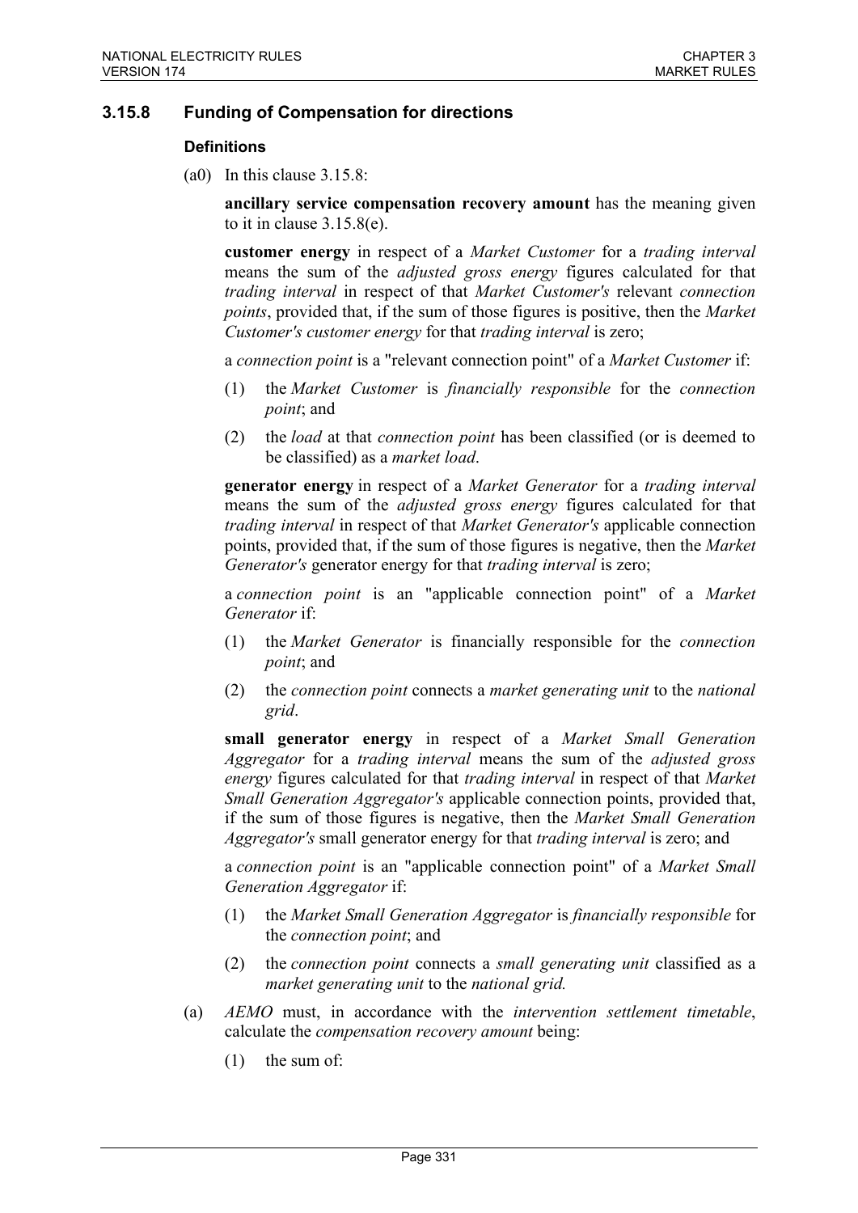### 3.15.8 Funding of Compensation for directions

#### Definitions

(a0) In this clause 3.15.8:

**ancillary service compensation recovery amount** has the meaning given to it in clause 3.15.8(e).

**customer energy** in respect of a *Market Customer* for a *trading interval* means the sum of the *adjusted gross energy* figures calculated for that *trading interval* in respect of that *Market Customer's* relevant *connection points*, provided that, if the sum of those figures is positive, then the *Market Customer's customer energy* for that *trading interval* is zero;

a *connection point* is a "relevant connection point" of a *Market Customer* if:

(1) the *Market Customer* is *financially responsible* for the *connection point*; and

(2) the *load* at that *connection point* has been classified (or is deemed to be classified) as a *market load*.

**generator energy** in respect of a *Market Generator* for a *trading interval* means the sum of the *adjusted gross energy* figures calculated for that *trading interval* in respect of that *Market Generator's* applicable connection points, provided that, if the sum of those figures is negative, then the *Market Generator's* generator energy for that *trading interval* is zero;

a *connection point* is an "applicable connection point" of a *Market Generator* if:

(1) the *Market Generator* is financially responsible for the *connection point*; and

(2) the *connection point* connects a *market generating unit* to the *national grid*.

**small generator energy** in respect of a *Market Small Generation Aggregator* for a *trading interval* means the sum of the *adjusted gross energy* figures calculated for that *trading interval* in respect of that *Market Small Generation Aggregator's* applicable connection points, provided that, if the sum of those figures is negative, then the *Market Small Generation Aggregator's* small generator energy for that *trading interval* is zero; and

a *connection point* is an "applicable connection point" of a *Market Small Generation Aggregator* if:

(1) the *Market Small Generation Aggregator* is *financially responsible* for the *connection point*; and

(2) the *connection point* connects a *small generating unit* classified as a *market generating unit* to the *national grid.*

(a) *AEMO* must, in accordance with the *intervention settlement timetable*, calculate the *compensation recovery amount* being:

(1) the sum of: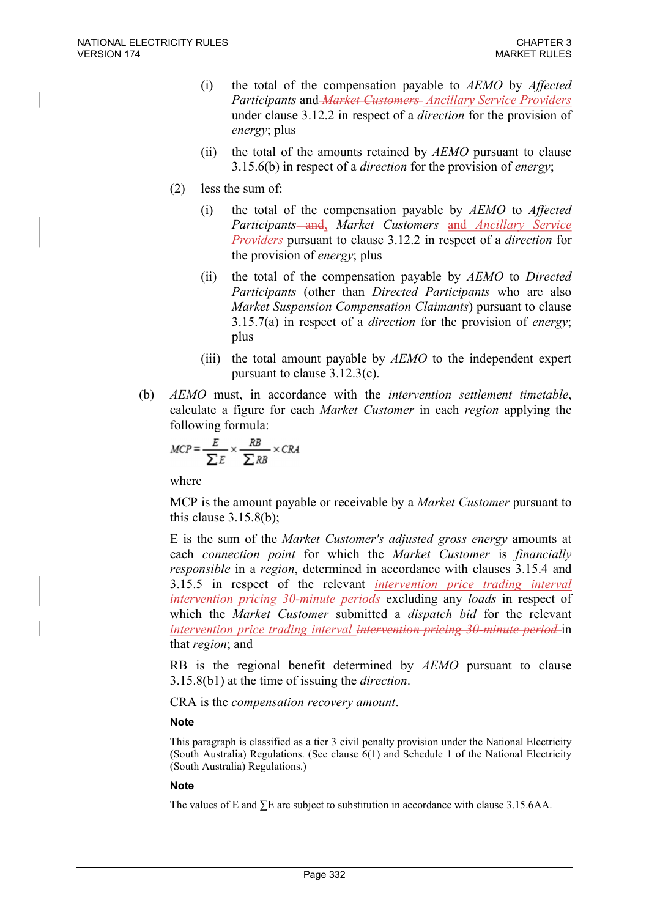(i) the total of the compensation payable to *AEMO* by *Affected Participants* and ~~*Market Customers*~~ <u>*Ancillary Service Providers*</u> under clause 3.12.2 in respect of a *direction* for the provision of *energy*; plus

(ii) the total of the amounts retained by *AEMO* pursuant to clause 3.15.6(b) in respect of a *direction* for the provision of *energy*;

(2) less the sum of:

(i) the total of the compensation payable by *AEMO* to *Affected Participants* ~~and~~<u>,</u> *Market Customers* <u>and *Ancillary Service Providers*</u> pursuant to clause 3.12.2 in respect of a *direction* for the provision of *energy*; plus

(ii) the total of the compensation payable by *AEMO* to *Directed Participants* (other than *Directed Participants* who are also *Market Suspension Compensation Claimants*) pursuant to clause 3.15.7(a) in respect of a *direction* for the provision of *energy*; plus

(iii) the total amount payable by *AEMO* to the independent expert pursuant to clause 3.12.3(c).

(b) *AEMO* must, in accordance with the *intervention settlement timetable*, calculate a figure for each *Market Customer* in each *region* applying the following formula:

$$MCP = \frac{E}{\sum E} \times \frac{RB}{\sum RB} \times CRA$$

where

MCP is the amount payable or receivable by a *Market Customer* pursuant to this clause 3.15.8(b);

E is the sum of the *Market Customer's adjusted gross energy* amounts at each *connection point* for which the *Market Customer* is *financially responsible* in a *region*, determined in accordance with clauses 3.15.4 and 3.15.5 in respect of the relevant <u>*intervention price trading interval*</u> ~~*intervention pricing 30-minute periods*~~ excluding any *loads* in respect of which the *Market Customer* submitted a *dispatch bid* for the relevant <u>*intervention price trading interval*</u> ~~*intervention pricing 30-minute period*~~ in that *region*; and

RB is the regional benefit determined by *AEMO* pursuant to clause 3.15.8(b1) at the time of issuing the *direction*.

CRA is the *compensation recovery amount*.

**Note**

This paragraph is classified as a tier 3 civil penalty provision under the National Electricity (South Australia) Regulations. (See clause 6(1) and Schedule 1 of the National Electricity (South Australia) Regulations.)

**Note**

The values of E and $\sum E$ are subject to substitution in accordance with clause 3.15.6AA.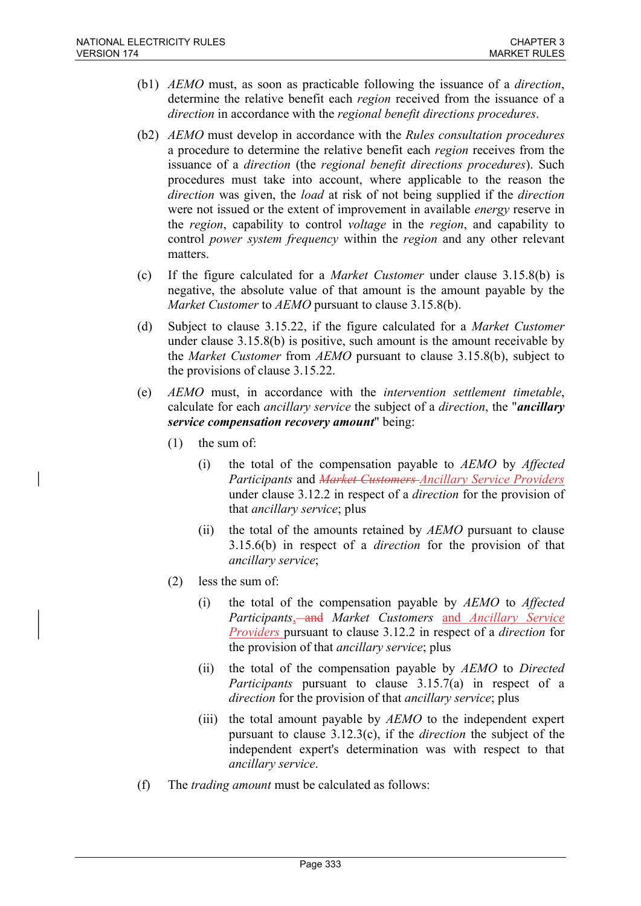(b1) *AEMO* must, as soon as practicable following the issuance of a *direction*, determine the relative benefit each *region* received from the issuance of a *direction* in accordance with the *regional benefit directions procedures*.

(b2) *AEMO* must develop in accordance with the *Rules consultation procedures* a procedure to determine the relative benefit each *region* receives from the issuance of a *direction* (the *regional benefit directions procedures*). Such procedures must take into account, where applicable to the reason the *direction* was given, the *load* at risk of not being supplied if the *direction* were not issued or the extent of improvement in available *energy* reserve in the *region*, capability to control *voltage* in the *region*, and capability to control *power system frequency* within the *region* and any other relevant matters.

(c) If the figure calculated for a *Market Customer* under clause 3.15.8(b) is negative, the absolute value of that amount is the amount payable by the *Market Customer* to *AEMO* pursuant to clause 3.15.8(b).

(d) Subject to clause 3.15.22, if the figure calculated for a *Market Customer* under clause 3.15.8(b) is positive, such amount is the amount receivable by the *Market Customer* from *AEMO* pursuant to clause 3.15.8(b), subject to the provisions of clause 3.15.22.

(e) *AEMO* must, in accordance with the *intervention settlement timetable*, calculate for each *ancillary service* the subject of a *direction*, the "***ancillary service compensation recovery amount***" being:

  (1) the sum of:

    (i) the total of the compensation payable to *AEMO* by *Affected Participants* and ~~*Market Customers*~~ *Ancillary Service Providers* under clause 3.12.2 in respect of a *direction* for the provision of that *ancillary service*; plus

    (ii) the total of the amounts retained by *AEMO* pursuant to clause 3.15.6(b) in respect of a *direction* for the provision of that *ancillary service*;

  (2) less the sum of:

    (i) the total of the compensation payable by *AEMO* to *Affected Participants*~~, and~~ *Market Customers* and *Ancillary Service Providers* pursuant to clause 3.12.2 in respect of a *direction* for the provision of that *ancillary service*; plus

    (ii) the total of the compensation payable by *AEMO* to *Directed Participants* pursuant to clause 3.15.7(a) in respect of a *direction* for the provision of that *ancillary service*; plus

    (iii) the total amount payable by *AEMO* to the independent expert pursuant to clause 3.12.3(c), if the *direction* the subject of the independent expert's determination was with respect to that *ancillary service*.

(f) The *trading amount* must be calculated as follows: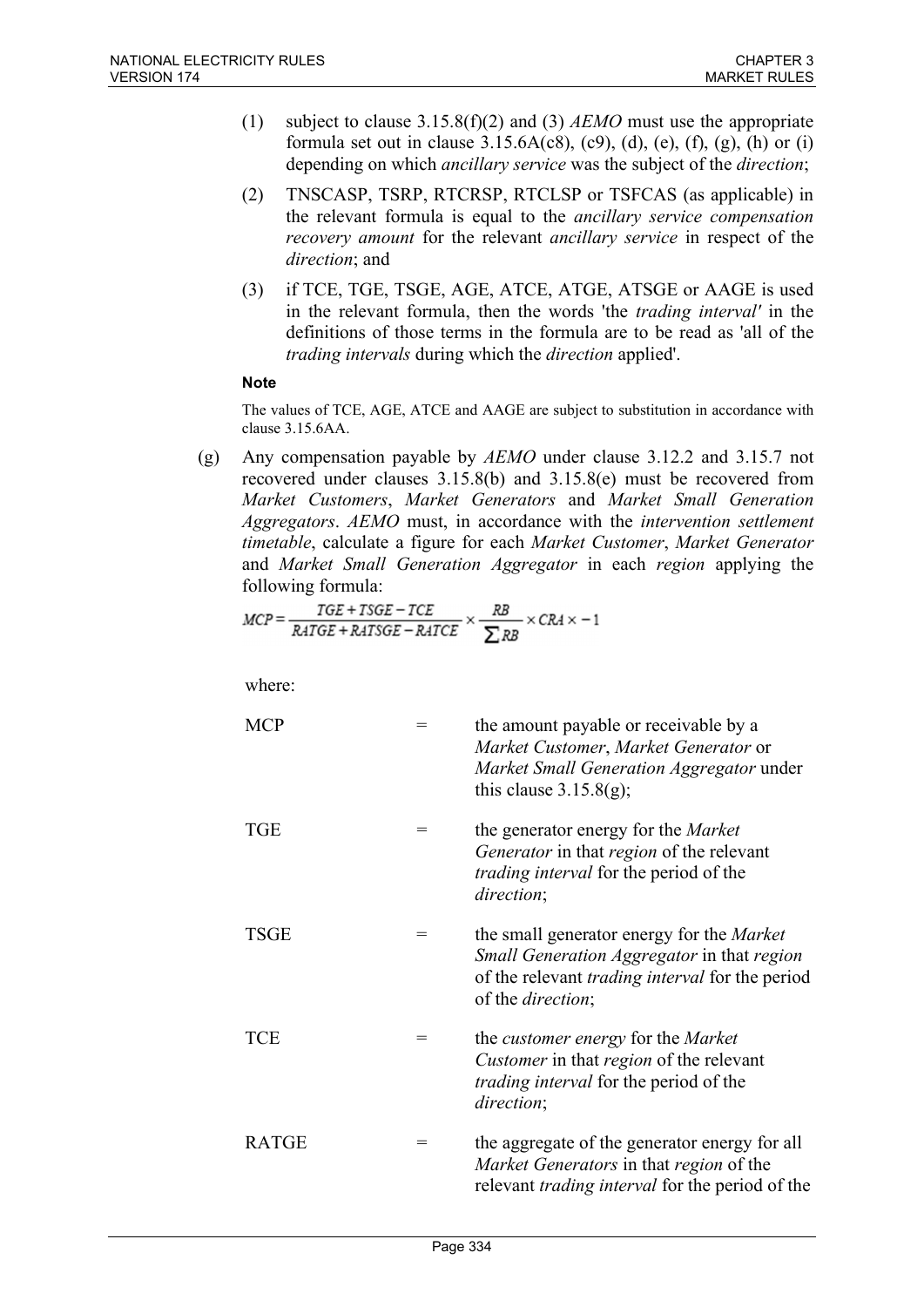(1) subject to clause 3.15.8(f)(2) and (3) *AEMO* must use the appropriate formula set out in clause 3.15.6A(c8), (c9), (d), (e), (f), (g), (h) or (i) depending on which *ancillary service* was the subject of the *direction*;

(2) TNSCASP, TSRP, RTCRSP, RTCLSP or TSFCAS (as applicable) in the relevant formula is equal to the *ancillary service compensation recovery amount* for the relevant *ancillary service* in respect of the *direction*; and

(3) if TCE, TGE, TSGE, AGE, ATCE, ATGE, ATSGE or AAGE is used in the relevant formula, then the words 'the *trading interval'* in the definitions of those terms in the formula are to be read as 'all of the *trading intervals* during which the *direction* applied'.

**Note**

The values of TCE, AGE, ATCE and AAGE are subject to substitution in accordance with clause 3.15.6AA.

(g) Any compensation payable by *AEMO* under clause 3.12.2 and 3.15.7 not recovered under clauses 3.15.8(b) and 3.15.8(e) must be recovered from *Market Customers*, *Market Generators* and *Market Small Generation Aggregators*. *AEMO* must, in accordance with the *intervention settlement timetable*, calculate a figure for each *Market Customer*, *Market Generator* and *Market Small Generation Aggregator* in each *region* applying the following formula:

$$MCP = \frac{TGE + TSGE - TCE}{RATGE + RATSGE - RATCE} \times \frac{RB}{\sum RB} \times CRA \times -1$$

where:

| | | |
|---|---|---|
| MCP | = | the amount payable or receivable by a *Market Customer*, *Market Generator* or *Market Small Generation Aggregator* under this clause 3.15.8(g); |
| TGE | = | the generator energy for the *Market Generator* in that *region* of the relevant *trading interval* for the period of the *direction*; |
| TSGE | = | the small generator energy for the *Market Small Generation Aggregator* in that *region* of the relevant *trading interval* for the period of the *direction*; |
| TCE | = | the *customer energy* for the *Market Customer* in that *region* of the relevant *trading interval* for the period of the *direction*; |
| RATGE | = | the aggregate of the generator energy for all *Market Generators* in that *region* of the relevant *trading interval* for the period of the |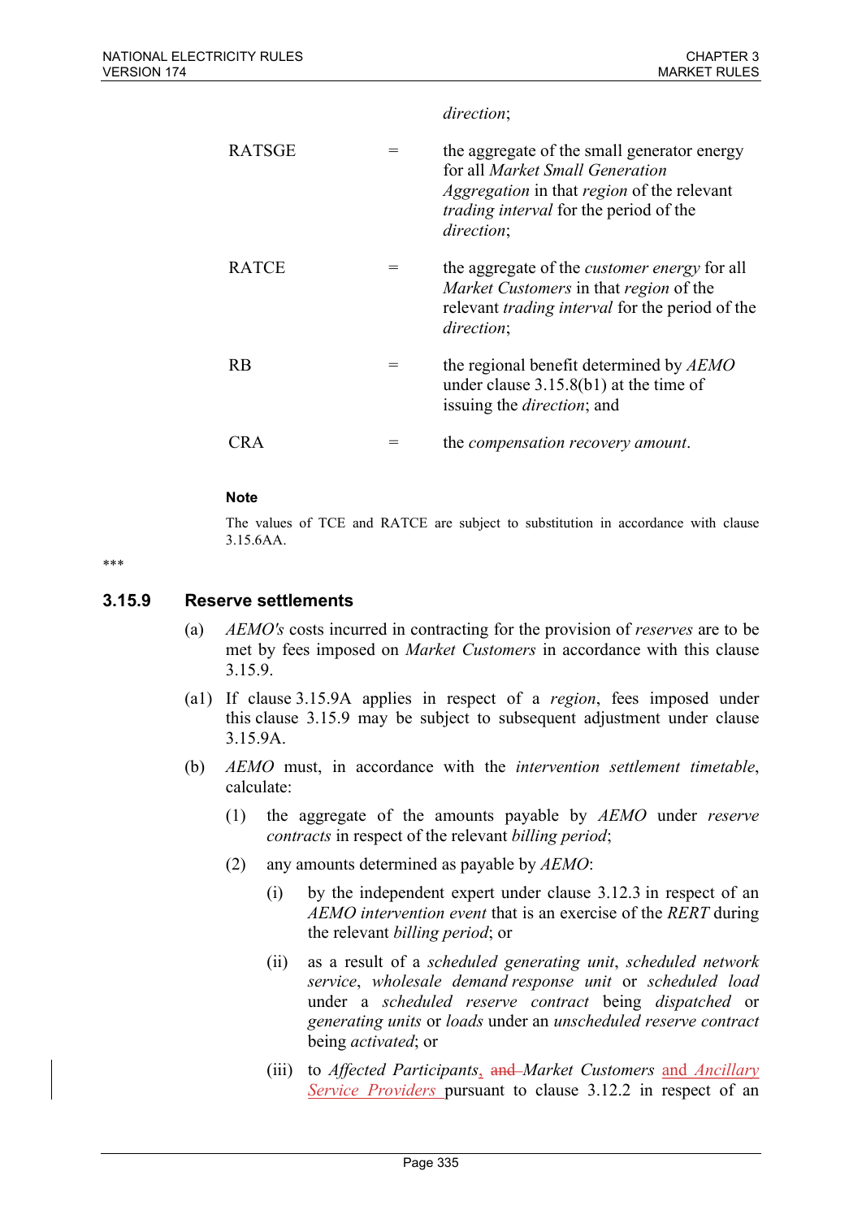*direction*;

| | | |
|---|---|---|
| RATSGE | = | the aggregate of the small generator energy for all *Market Small Generation Aggregation* in that *region* of the relevant *trading interval* for the period of the *direction*; |
| RATCE | = | the aggregate of the *customer energy* for all *Market Customers* in that *region* of the relevant *trading interval* for the period of the *direction*; |
| RB | = | the regional benefit determined by *AEMO* under clause 3.15.8(b1) at the time of issuing the *direction*; and |
| CRA | = | the *compensation recovery amount*. |

**Note**

The values of TCE and RATCE are subject to substitution in accordance with clause 3.15.6AA.

***

### 3.15.9 Reserve settlements

(a) *AEMO's* costs incurred in contracting for the provision of *reserves* are to be met by fees imposed on *Market Customers* in accordance with this clause 3.15.9.

(a1) If clause 3.15.9A applies in respect of a *region*, fees imposed under this clause 3.15.9 may be subject to subsequent adjustment under clause 3.15.9A.

(b) *AEMO* must, in accordance with the *intervention settlement timetable*, calculate:

(1) the aggregate of the amounts payable by *AEMO* under *reserve contracts* in respect of the relevant *billing period*;

(2) any amounts determined as payable by *AEMO*:

(i) by the independent expert under clause 3.12.3 in respect of an *AEMO intervention event* that is an exercise of the *RERT* during the relevant *billing period*; or

(ii) as a result of a *scheduled generating unit*, *scheduled network service*, *wholesale demand response unit* or *scheduled load* under a *scheduled reserve contract* being *dispatched* or *generating units* or *loads* under an *unscheduled reserve contract* being *activated*; or

(iii) to *Affected Participants*, ~~and~~ *Market Customers* and *Ancillary Service Providers* pursuant to clause 3.12.2 in respect of an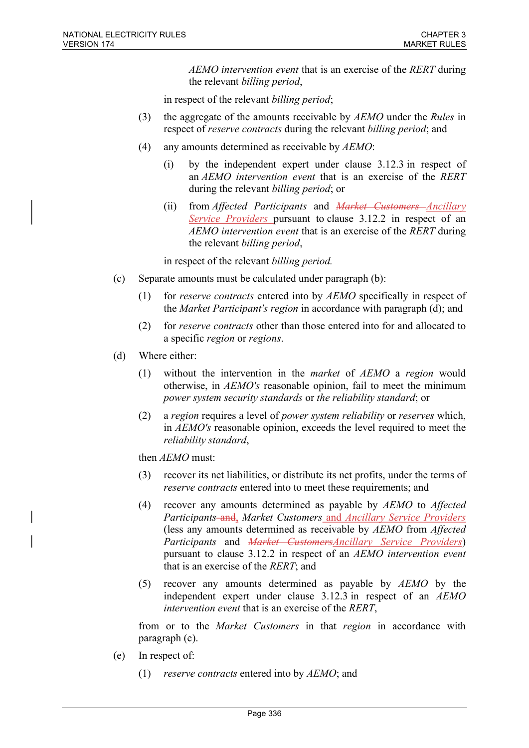*AEMO intervention event* that is an exercise of the *RERT* during the relevant *billing period*,

in respect of the relevant *billing period*;

(3) the aggregate of the amounts receivable by *AEMO* under the *Rules* in respect of *reserve contracts* during the relevant *billing period*; and

(4) any amounts determined as receivable by *AEMO*:

(i) by the independent expert under clause 3.12.3 in respect of an *AEMO intervention event* that is an exercise of the *RERT* during the relevant *billing period*; or

(ii) from *Affected Participants* and ~~*Market Customers*~~ *Ancillary Service Providers* pursuant to clause 3.12.2 in respect of an *AEMO intervention event* that is an exercise of the *RERT* during the relevant *billing period*,

in respect of the relevant *billing period.*

(c) Separate amounts must be calculated under paragraph (b):

(1) for *reserve contracts* entered into by *AEMO* specifically in respect of the *Market Participant's region* in accordance with paragraph (d); and

(2) for *reserve contracts* other than those entered into for and allocated to a specific *region* or *regions*.

(d) Where either:

(1) without the intervention in the *market* of *AEMO* a *region* would otherwise, in *AEMO's* reasonable opinion, fail to meet the minimum *power system security standards* or *the reliability standard*; or

(2) a *region* requires a level of *power system reliability* or *reserves* which, in *AEMO's* reasonable opinion, exceeds the level required to meet the *reliability standard*,

then *AEMO* must:

(3) recover its net liabilities, or distribute its net profits, under the terms of *reserve contracts* entered into to meet these requirements; and

(4) recover any amounts determined as payable by *AEMO* to *Affected Participants* ~~and~~, *Market Customers* and *Ancillary Service Providers* (less any amounts determined as receivable by *AEMO* from *Affected Participants* and ~~*Market Customers*~~ *Ancillary Service Providers*) pursuant to clause 3.12.2 in respect of an *AEMO intervention event* that is an exercise of the *RERT*; and

(5) recover any amounts determined as payable by *AEMO* by the independent expert under clause 3.12.3 in respect of an *AEMO intervention event* that is an exercise of the *RERT*,

from or to the *Market Customers* in that *region* in accordance with paragraph (e).

(e) In respect of:

(1) *reserve contracts* entered into by *AEMO*; and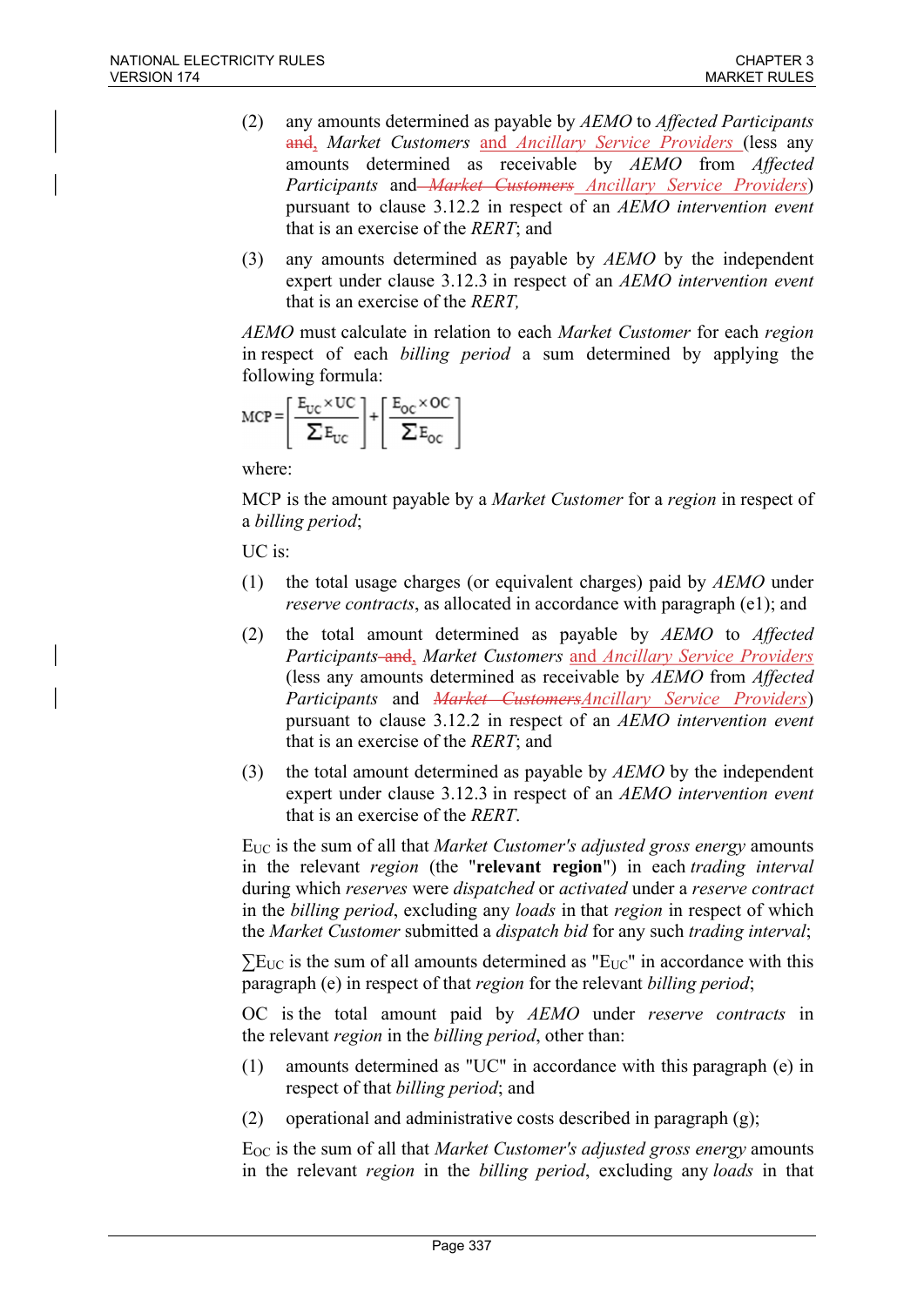(2) any amounts determined as payable by *AEMO* to *Affected Participants* ~~and~~, *Market Customers* and *Ancillary Service Providers* (less any amounts determined as receivable by *AEMO* from *Affected Participants* and ~~*Market Customers*~~ *Ancillary Service Providers*) pursuant to clause 3.12.2 in respect of an *AEMO intervention event* that is an exercise of the *RERT*; and

(3) any amounts determined as payable by *AEMO* by the independent expert under clause 3.12.3 in respect of an *AEMO intervention event* that is an exercise of the *RERT*,

*AEMO* must calculate in relation to each *Market Customer* for each *region* in respect of each *billing period* a sum determined by applying the following formula:

$$MCP = \left[\frac{E_{UC} \times UC}{\sum E_{UC}}\right] + \left[\frac{E_{OC} \times OC}{\sum E_{OC}}\right]$$

where:

MCP is the amount payable by a *Market Customer* for a *region* in respect of a *billing period*;

UC is:

(1) the total usage charges (or equivalent charges) paid by *AEMO* under *reserve contracts*, as allocated in accordance with paragraph (e1); and

(2) the total amount determined as payable by *AEMO* to *Affected Participants* ~~and~~, *Market Customers* and *Ancillary Service Providers* (less any amounts determined as receivable by *AEMO* from *Affected Participants* and ~~*Market Customers*~~*Ancillary Service Providers*) pursuant to clause 3.12.2 in respect of an *AEMO intervention event* that is an exercise of the *RERT*; and

(3) the total amount determined as payable by *AEMO* by the independent expert under clause 3.12.3 in respect of an *AEMO intervention event* that is an exercise of the *RERT*.

$E_{UC}$ is the sum of all that *Market Customer's adjusted gross energy* amounts in the relevant *region* (the "**relevant region**") in each *trading interval* during which *reserves* were *dispatched* or *activated* under a *reserve contract* in the *billing period*, excluding any *loads* in that *region* in respect of which the *Market Customer* submitted a *dispatch bid* for any such *trading interval*;

$\sum E_{UC}$ is the sum of all amounts determined as "$E_{UC}$" in accordance with this paragraph (e) in respect of that *region* for the relevant *billing period*;

OC is the total amount paid by *AEMO* under *reserve contracts* in the relevant *region* in the *billing period*, other than:

(1) amounts determined as "UC" in accordance with this paragraph (e) in respect of that *billing period*; and

(2) operational and administrative costs described in paragraph (g);

$E_{OC}$ is the sum of all that *Market Customer's adjusted gross energy* amounts in the relevant *region* in the *billing period*, excluding any *loads* in that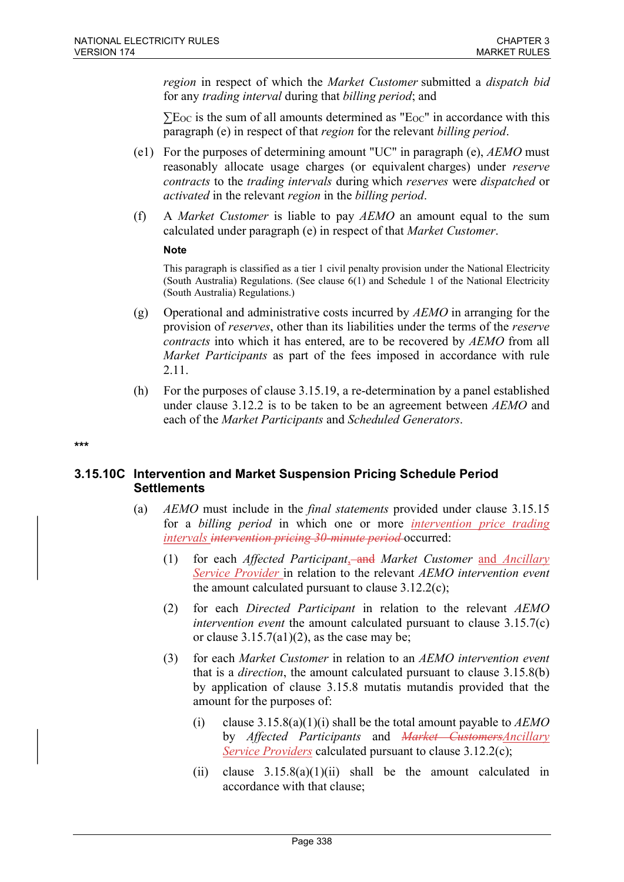*region* in respect of which the *Market Customer* submitted a *dispatch bid* for any *trading interval* during that *billing period*; and

$\sum E_{OC}$ is the sum of all amounts determined as "$E_{OC}$" in accordance with this paragraph (e) in respect of that *region* for the relevant *billing period*.

(e1) For the purposes of determining amount "UC" in paragraph (e), *AEMO* must reasonably allocate usage charges (or equivalent charges) under *reserve contracts* to the *trading intervals* during which *reserves* were *dispatched* or *activated* in the relevant *region* in the *billing period*.

(f) A *Market Customer* is liable to pay *AEMO* an amount equal to the sum calculated under paragraph (e) in respect of that *Market Customer*.

**Note**

This paragraph is classified as a tier 1 civil penalty provision under the National Electricity (South Australia) Regulations. (See clause 6(1) and Schedule 1 of the National Electricity (South Australia) Regulations.)

(g) Operational and administrative costs incurred by *AEMO* in arranging for the provision of *reserves*, other than its liabilities under the terms of the *reserve contracts* into which it has entered, are to be recovered by *AEMO* from all *Market Participants* as part of the fees imposed in accordance with rule 2.11.

(h) For the purposes of clause 3.15.19, a re-determination by a panel established under clause 3.12.2 is to be taken to be an agreement between *AEMO* and each of the *Market Participants* and *Scheduled Generators*.

***

## 3.15.10C Intervention and Market Suspension Pricing Schedule Period Settlements

(a) *AEMO* must include in the *final statements* provided under clause 3.15.15 for a *billing period* in which one or more *intervention price trading intervals* ~~*intervention pricing 30-minute period*~~ occurred:

(1) for each *Affected Participant*, ~~and~~ *Market Customer* and *Ancillary Service Provider* in relation to the relevant *AEMO intervention event* the amount calculated pursuant to clause 3.12.2(c);

(2) for each *Directed Participant* in relation to the relevant *AEMO intervention event* the amount calculated pursuant to clause 3.15.7(c) or clause 3.15.7(a1)(2), as the case may be;

(3) for each *Market Customer* in relation to an *AEMO intervention event* that is a *direction*, the amount calculated pursuant to clause 3.15.8(b) by application of clause 3.15.8 mutatis mutandis provided that the amount for the purposes of:

(i) clause 3.15.8(a)(1)(i) shall be the total amount payable to *AEMO* by *Affected Participants* and ~~*Market Customers*~~*Ancillary Service Providers* calculated pursuant to clause 3.12.2(c);

(ii) clause 3.15.8(a)(1)(ii) shall be the amount calculated in accordance with that clause;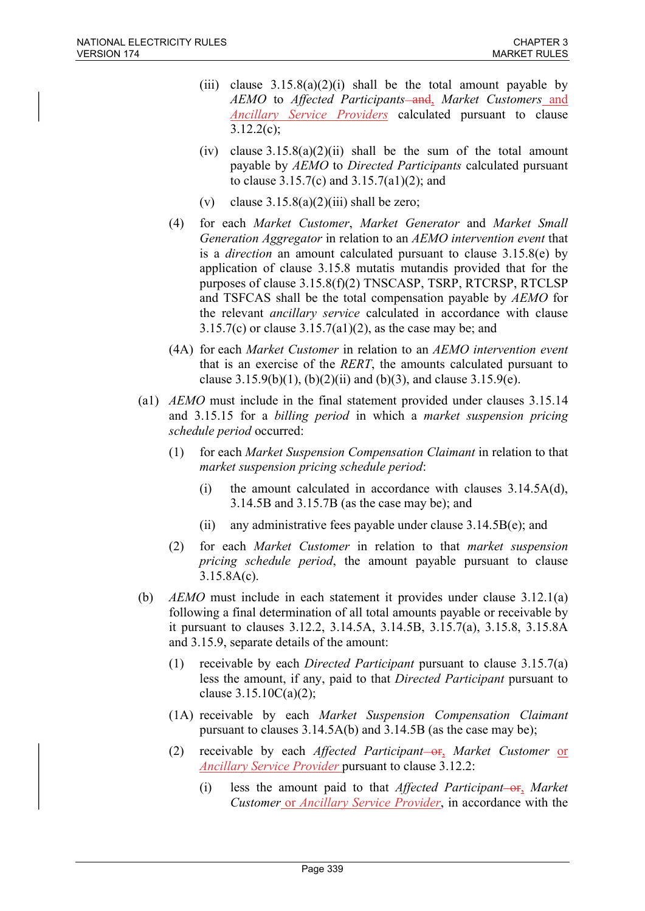(iii) clause 3.15.8(a)(2)(i) shall be the total amount payable by *AEMO* to *Affected Participants* ~~and~~, *Market Customers* and *Ancillary Service Providers* calculated pursuant to clause 3.12.2(c);

(iv) clause 3.15.8(a)(2)(ii) shall be the sum of the total amount payable by *AEMO* to *Directed Participants* calculated pursuant to clause 3.15.7(c) and 3.15.7(a1)(2); and

(v) clause 3.15.8(a)(2)(iii) shall be zero;

(4) for each *Market Customer*, *Market Generator* and *Market Small Generation Aggregator* in relation to an *AEMO intervention event* that is a *direction* an amount calculated pursuant to clause 3.15.8(e) by application of clause 3.15.8 mutatis mutandis provided that for the purposes of clause 3.15.8(f)(2) TNSCASP, TSRP, RTCRSP, RTCLSP and TSFCAS shall be the total compensation payable by *AEMO* for the relevant *ancillary service* calculated in accordance with clause 3.15.7(c) or clause 3.15.7(a1)(2), as the case may be; and

(4A) for each *Market Customer* in relation to an *AEMO intervention event* that is an exercise of the *RERT*, the amounts calculated pursuant to clause 3.15.9(b)(1), (b)(2)(ii) and (b)(3), and clause 3.15.9(e).

(a1) *AEMO* must include in the final statement provided under clauses 3.15.14 and 3.15.15 for a *billing period* in which a *market suspension pricing schedule period* occurred:

(1) for each *Market Suspension Compensation Claimant* in relation to that *market suspension pricing schedule period*:

(i) the amount calculated in accordance with clauses 3.14.5A(d), 3.14.5B and 3.15.7B (as the case may be); and

(ii) any administrative fees payable under clause 3.14.5B(e); and

(2) for each *Market Customer* in relation to that *market suspension pricing schedule period*, the amount payable pursuant to clause 3.15.8A(c).

(b) *AEMO* must include in each statement it provides under clause 3.12.1(a) following a final determination of all total amounts payable or receivable by it pursuant to clauses 3.12.2, 3.14.5A, 3.14.5B, 3.15.7(a), 3.15.8, 3.15.8A and 3.15.9, separate details of the amount:

(1) receivable by each *Directed Participant* pursuant to clause 3.15.7(a) less the amount, if any, paid to that *Directed Participant* pursuant to clause 3.15.10C(a)(2);

(1A) receivable by each *Market Suspension Compensation Claimant* pursuant to clauses 3.14.5A(b) and 3.14.5B (as the case may be);

(2) receivable by each *Affected Participant* ~~or~~, *Market Customer* or *Ancillary Service Provider* pursuant to clause 3.12.2:

(i) less the amount paid to that *Affected Participant* ~~or~~, *Market Customer* or *Ancillary Service Provider*, in accordance with the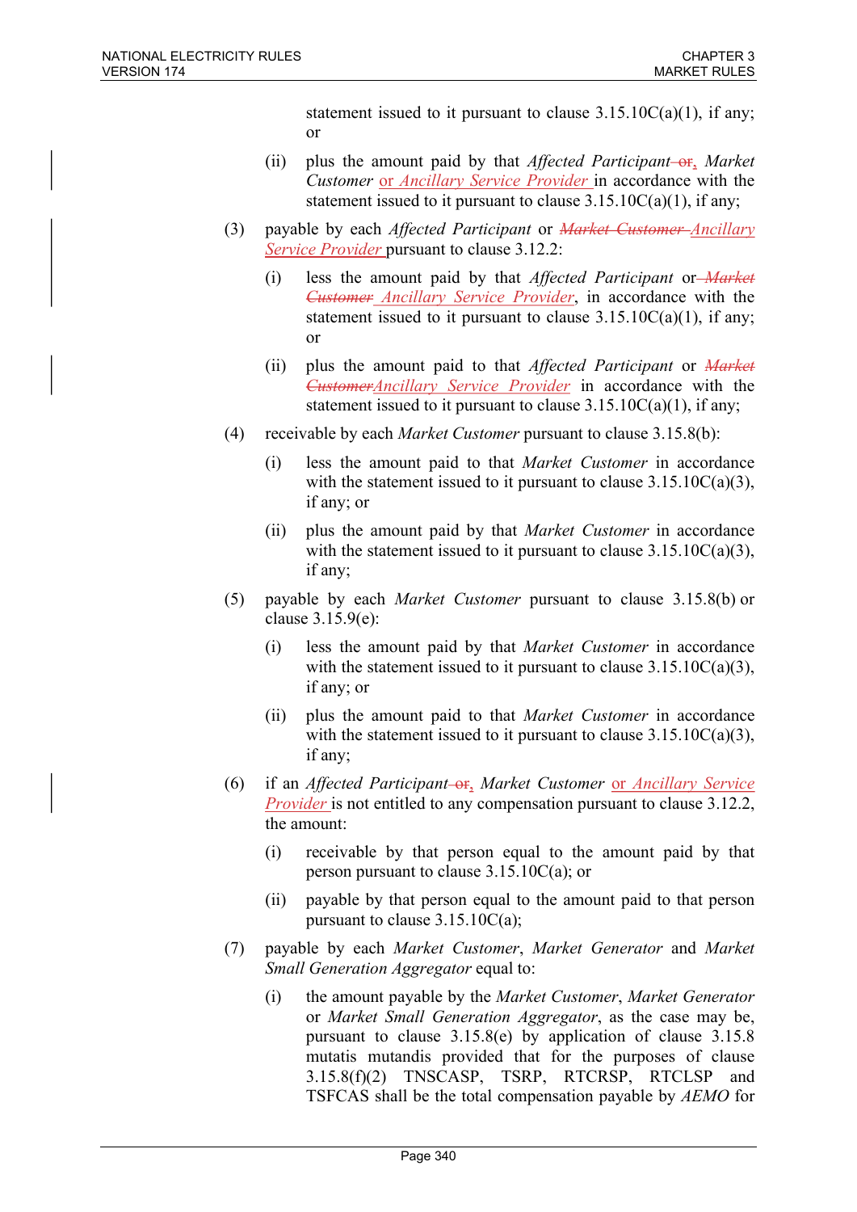statement issued to it pursuant to clause 3.15.10C(a)(1), if any; or

(ii) plus the amount paid by that *Affected Participant* ~~or~~, *Market Customer* or *Ancillary Service Provider* in accordance with the statement issued to it pursuant to clause 3.15.10C(a)(1), if any;

(3) payable by each *Affected Participant* or ~~*Market Customer*~~ *Ancillary Service Provider* pursuant to clause 3.12.2:

(i) less the amount paid by that *Affected Participant* or ~~*Market Customer*~~ *Ancillary Service Provider*, in accordance with the statement issued to it pursuant to clause 3.15.10C(a)(1), if any; or

(ii) plus the amount paid to that *Affected Participant* or ~~*Market Customer*~~*Ancillary Service Provider* in accordance with the statement issued to it pursuant to clause 3.15.10C(a)(1), if any;

(4) receivable by each *Market Customer* pursuant to clause 3.15.8(b):

(i) less the amount paid to that *Market Customer* in accordance with the statement issued to it pursuant to clause 3.15.10C(a)(3), if any; or

(ii) plus the amount paid by that *Market Customer* in accordance with the statement issued to it pursuant to clause 3.15.10C(a)(3), if any;

(5) payable by each *Market Customer* pursuant to clause 3.15.8(b) or clause 3.15.9(e):

(i) less the amount paid by that *Market Customer* in accordance with the statement issued to it pursuant to clause 3.15.10C(a)(3), if any; or

(ii) plus the amount paid to that *Market Customer* in accordance with the statement issued to it pursuant to clause 3.15.10C(a)(3), if any;

(6) if an *Affected Participant* ~~or~~, *Market Customer* or *Ancillary Service Provider* is not entitled to any compensation pursuant to clause 3.12.2, the amount:

(i) receivable by that person equal to the amount paid by that person pursuant to clause 3.15.10C(a); or

(ii) payable by that person equal to the amount paid to that person pursuant to clause 3.15.10C(a);

(7) payable by each *Market Customer*, *Market Generator* and *Market Small Generation Aggregator* equal to:

(i) the amount payable by the *Market Customer*, *Market Generator* or *Market Small Generation Aggregator*, as the case may be, pursuant to clause 3.15.8(e) by application of clause 3.15.8 mutatis mutandis provided that for the purposes of clause 3.15.8(f)(2) TNSCASP, TSRP, RTCRSP, RTCLSP and TSFCAS shall be the total compensation payable by *AEMO* for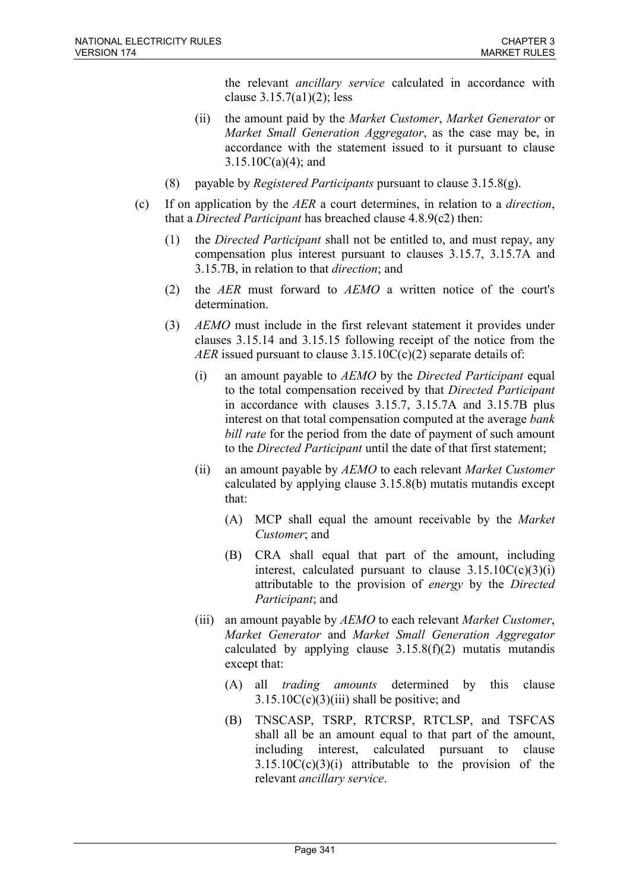the relevant *ancillary service* calculated in accordance with clause 3.15.7(a1)(2); less

(ii) the amount paid by the *Market Customer*, *Market Generator* or *Market Small Generation Aggregator*, as the case may be, in accordance with the statement issued to it pursuant to clause 3.15.10C(a)(4); and

(8) payable by *Registered Participants* pursuant to clause 3.15.8(g).

(c) If on application by the *AER* a court determines, in relation to a *direction*, that a *Directed Participant* has breached clause 4.8.9(c2) then:

(1) the *Directed Participant* shall not be entitled to, and must repay, any compensation plus interest pursuant to clauses 3.15.7, 3.15.7A and 3.15.7B, in relation to that *direction*; and

(2) the *AER* must forward to *AEMO* a written notice of the court's determination.

(3) *AEMO* must include in the first relevant statement it provides under clauses 3.15.14 and 3.15.15 following receipt of the notice from the *AER* issued pursuant to clause 3.15.10C(c)(2) separate details of:

(i) an amount payable to *AEMO* by the *Directed Participant* equal to the total compensation received by that *Directed Participant* in accordance with clauses 3.15.7, 3.15.7A and 3.15.7B plus interest on that total compensation computed at the average *bank bill rate* for the period from the date of payment of such amount to the *Directed Participant* until the date of that first statement;

(ii) an amount payable by *AEMO* to each relevant *Market Customer* calculated by applying clause 3.15.8(b) mutatis mutandis except that:

(A) MCP shall equal the amount receivable by the *Market Customer*; and

(B) CRA shall equal that part of the amount, including interest, calculated pursuant to clause 3.15.10C(c)(3)(i) attributable to the provision of *energy* by the *Directed Participant*; and

(iii) an amount payable by *AEMO* to each relevant *Market Customer*, *Market Generator* and *Market Small Generation Aggregator* calculated by applying clause 3.15.8(f)(2) mutatis mutandis except that:

(A) all *trading amounts* determined by this clause 3.15.10C(c)(3)(iii) shall be positive; and

(B) TNSCASP, TSRP, RTCRSP, RTCLSP, and TSFCAS shall all be an amount equal to that part of the amount, including interest, calculated pursuant to clause 3.15.10C(c)(3)(i) attributable to the provision of the relevant *ancillary service*.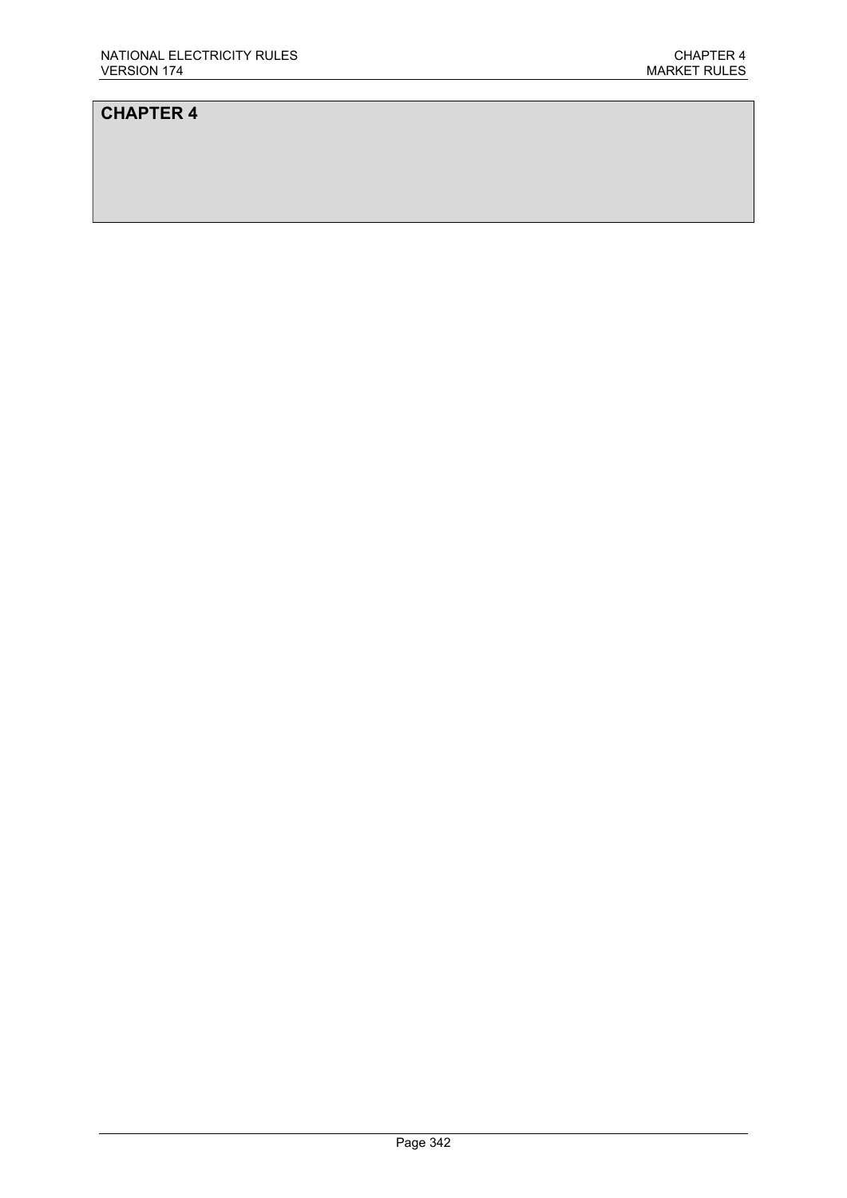# CHAPTER 4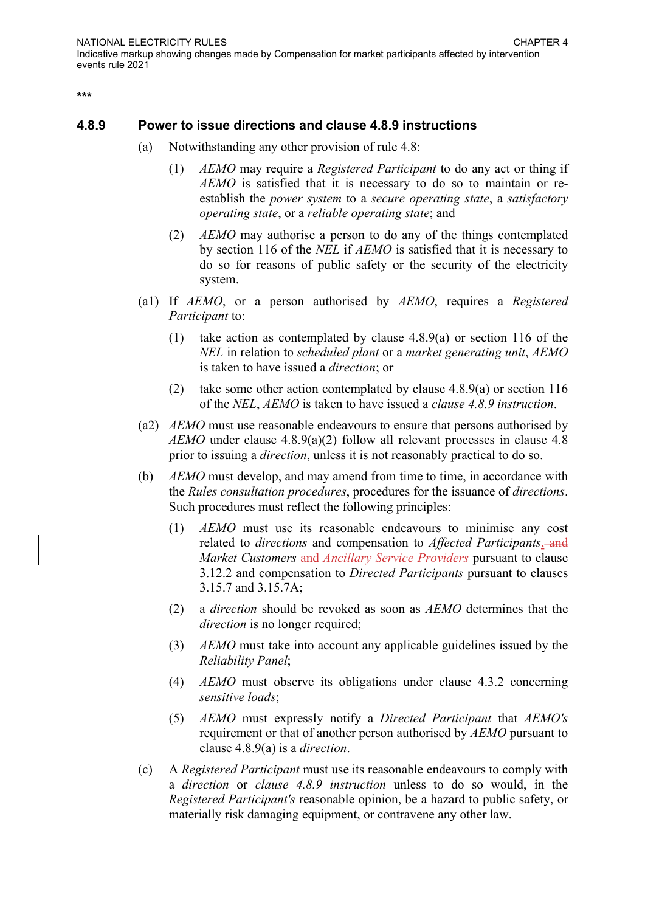\*\*\*

### 4.8.9 Power to issue directions and clause 4.8.9 instructions

(a) Notwithstanding any other provision of rule 4.8:

(1) *AEMO* may require a *Registered Participant* to do any act or thing if *AEMO* is satisfied that it is necessary to do so to maintain or re-establish the *power system* to a *secure operating state*, a *satisfactory operating state*, or a *reliable operating state*; and

(2) *AEMO* may authorise a person to do any of the things contemplated by section 116 of the *NEL* if *AEMO* is satisfied that it is necessary to do so for reasons of public safety or the security of the electricity system.

(a1) If *AEMO*, or a person authorised by *AEMO*, requires a *Registered Participant* to:

(1) take action as contemplated by clause 4.8.9(a) or section 116 of the *NEL* in relation to *scheduled plant* or a *market generating unit*, *AEMO* is taken to have issued a *direction*; or

(2) take some other action contemplated by clause 4.8.9(a) or section 116 of the *NEL*, *AEMO* is taken to have issued a *clause 4.8.9 instruction*.

(a2) *AEMO* must use reasonable endeavours to ensure that persons authorised by *AEMO* under clause 4.8.9(a)(2) follow all relevant processes in clause 4.8 prior to issuing a *direction*, unless it is not reasonably practical to do so.

(b) *AEMO* must develop, and may amend from time to time, in accordance with the *Rules consultation procedures*, procedures for the issuance of *directions*. Such procedures must reflect the following principles:

(1) *AEMO* must use its reasonable endeavours to minimise any cost related to *directions* and compensation to *Affected Participants*, ~~and~~ *Market Customers* and *Ancillary Service Providers* pursuant to clause 3.12.2 and compensation to *Directed Participants* pursuant to clauses 3.15.7 and 3.15.7A;

(2) a *direction* should be revoked as soon as *AEMO* determines that the *direction* is no longer required;

(3) *AEMO* must take into account any applicable guidelines issued by the *Reliability Panel*;

(4) *AEMO* must observe its obligations under clause 4.3.2 concerning *sensitive loads*;

(5) *AEMO* must expressly notify a *Directed Participant* that *AEMO's* requirement or that of another person authorised by *AEMO* pursuant to clause 4.8.9(a) is a *direction*.

(c) A *Registered Participant* must use its reasonable endeavours to comply with a *direction* or *clause 4.8.9 instruction* unless to do so would, in the *Registered Participant's* reasonable opinion, be a hazard to public safety, or materially risk damaging equipment, or contravene any other law.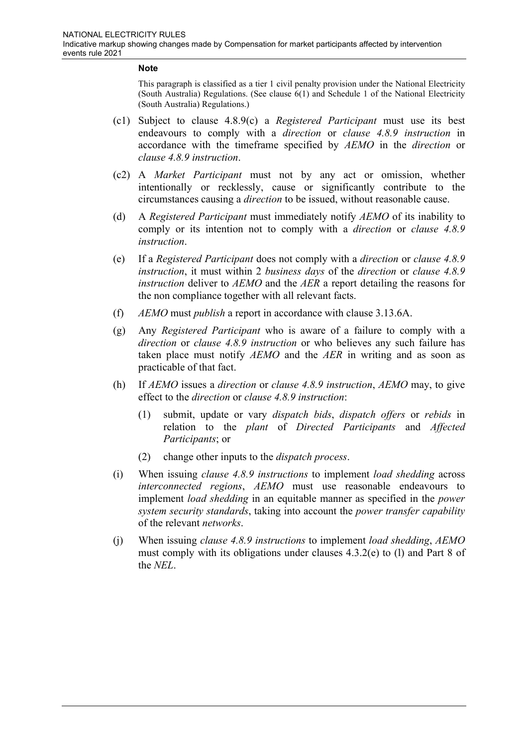**Note**

This paragraph is classified as a tier 1 civil penalty provision under the National Electricity (South Australia) Regulations. (See clause 6(1) and Schedule 1 of the National Electricity (South Australia) Regulations.)

(c1) Subject to clause 4.8.9(c) a *Registered Participant* must use its best endeavours to comply with a *direction* or *clause 4.8.9 instruction* in accordance with the timeframe specified by *AEMO* in the *direction* or *clause 4.8.9 instruction*.

(c2) A *Market Participant* must not by any act or omission, whether intentionally or recklessly, cause or significantly contribute to the circumstances causing a *direction* to be issued, without reasonable cause.

(d) A *Registered Participant* must immediately notify *AEMO* of its inability to comply or its intention not to comply with a *direction* or *clause 4.8.9 instruction*.

(e) If a *Registered Participant* does not comply with a *direction* or *clause 4.8.9 instruction*, it must within 2 *business days* of the *direction* or *clause 4.8.9 instruction* deliver to *AEMO* and the *AER* a report detailing the reasons for the non compliance together with all relevant facts.

(f) *AEMO* must *publish* a report in accordance with clause 3.13.6A.

(g) Any *Registered Participant* who is aware of a failure to comply with a *direction* or *clause 4.8.9 instruction* or who believes any such failure has taken place must notify *AEMO* and the *AER* in writing and as soon as practicable of that fact.

(h) If *AEMO* issues a *direction* or *clause 4.8.9 instruction*, *AEMO* may, to give effect to the *direction* or *clause 4.8.9 instruction*:

  (1) submit, update or vary *dispatch bids*, *dispatch offers* or *rebids* in relation to the *plant* of *Directed Participants* and *Affected Participants*; or

  (2) change other inputs to the *dispatch process*.

(i) When issuing *clause 4.8.9 instructions* to implement *load shedding* across *interconnected regions*, *AEMO* must use reasonable endeavours to implement *load shedding* in an equitable manner as specified in the *power system security standards*, taking into account the *power transfer capability* of the relevant *networks*.

(j) When issuing *clause 4.8.9 instructions* to implement *load shedding*, *AEMO* must comply with its obligations under clauses 4.3.2(e) to (l) and Part 8 of the *NEL*.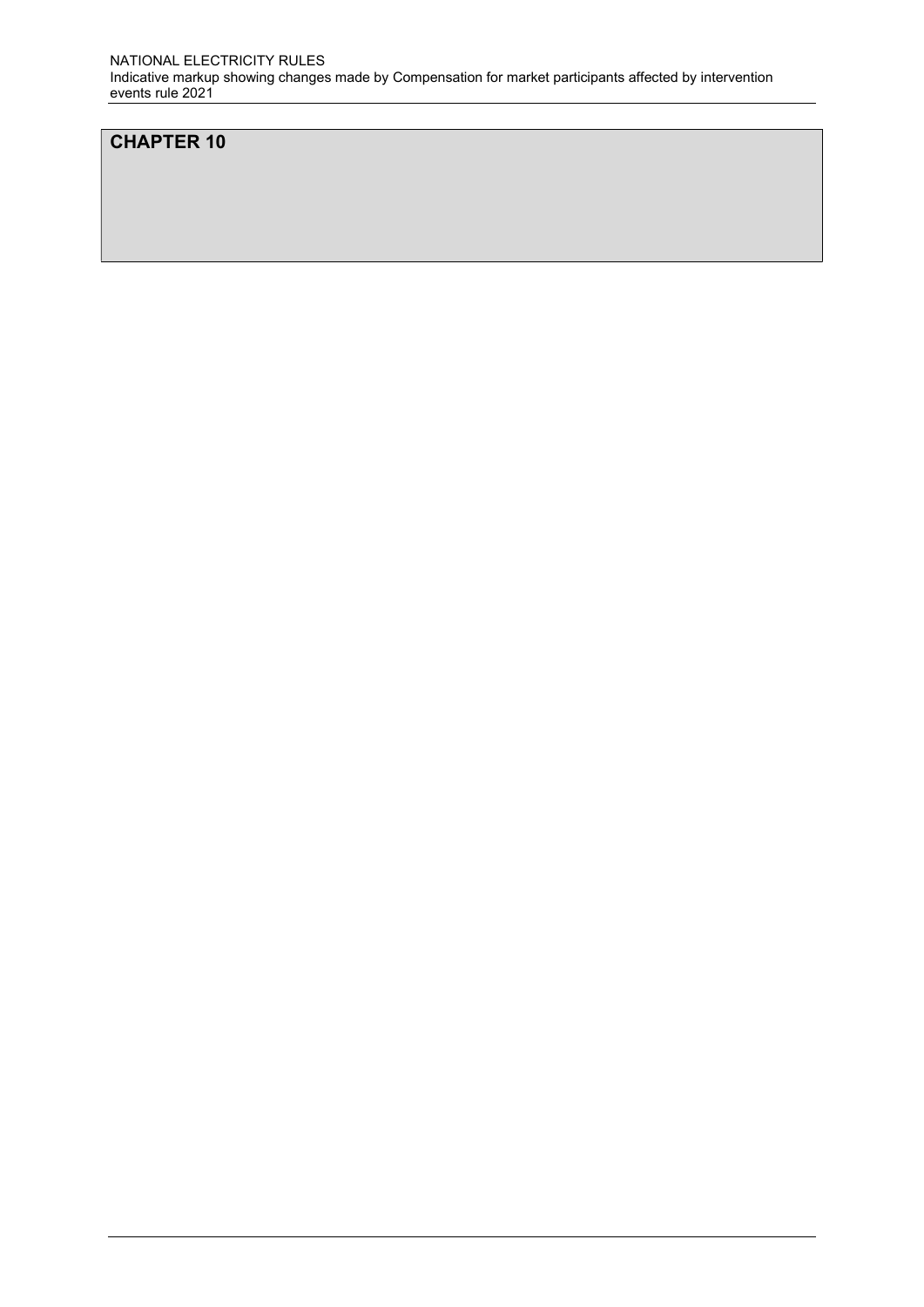# CHAPTER 10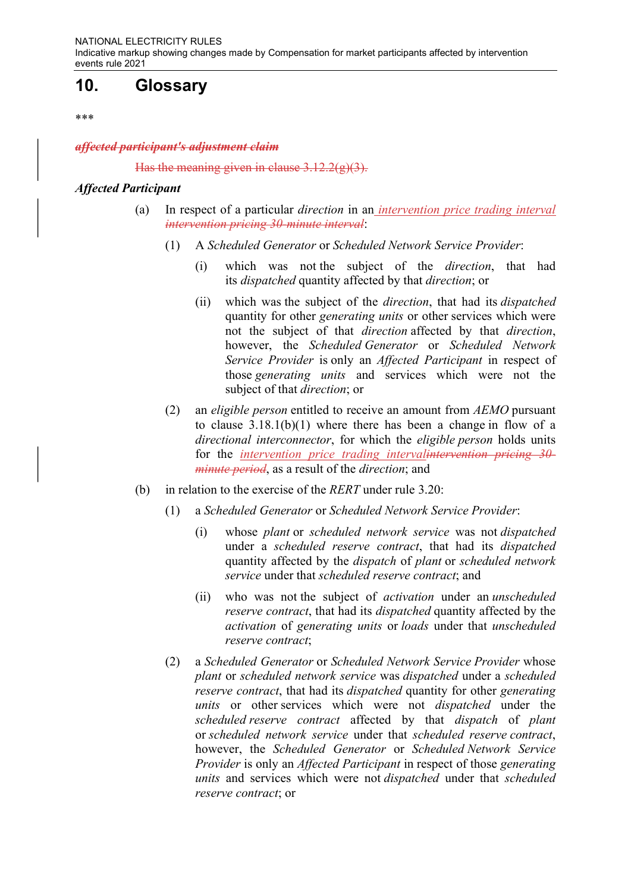# 10. Glossary

***

~~***affected participant's adjustment claim***~~

~~Has the meaning given in clause 3.12.2(g)(3).~~

***Affected Participant***

(a) In respect of a particular *direction* in an *intervention price trading interval* ~~*intervention pricing 30-minute interval*~~:

(1) A *Scheduled Generator* or *Scheduled Network Service Provider*:

(i) which was not the subject of the *direction*, that had its *dispatched* quantity affected by that *direction*; or

(ii) which was the subject of the *direction*, that had its *dispatched* quantity for other *generating units* or other services which were not the subject of that *direction* affected by that *direction*, however, the *Scheduled Generator* or *Scheduled Network Service Provider* is only an *Affected Participant* in respect of those *generating units* and services which were not the subject of that *direction*; or

(2) an *eligible person* entitled to receive an amount from *AEMO* pursuant to clause 3.18.1(b)(1) where there has been a change in flow of a *directional interconnector*, for which the *eligible person* holds units for the *intervention price trading interval*~~*intervention pricing 30-minute period*~~, as a result of the *direction*; and

(b) in relation to the exercise of the *RERT* under rule 3.20:

(1) a *Scheduled Generator* or *Scheduled Network Service Provider*:

(i) whose *plant* or *scheduled network service* was not *dispatched* under a *scheduled reserve contract*, that had its *dispatched* quantity affected by the *dispatch* of *plant* or *scheduled network service* under that *scheduled reserve contract*; and

(ii) who was not the subject of *activation* under an *unscheduled reserve contract*, that had its *dispatched* quantity affected by the *activation* of *generating units* or *loads* under that *unscheduled reserve contract*;

(2) a *Scheduled Generator* or *Scheduled Network Service Provider* whose *plant* or *scheduled network service* was *dispatched* under a *scheduled reserve contract*, that had its *dispatched* quantity for other *generating units* or other services which were not *dispatched* under the *scheduled reserve contract* affected by that *dispatch* of *plant* or *scheduled network service* under that *scheduled reserve contract*, however, the *Scheduled Generator* or *Scheduled Network Service Provider* is only an *Affected Participant* in respect of those *generating units* and services which were not *dispatched* under that *scheduled reserve contract*; or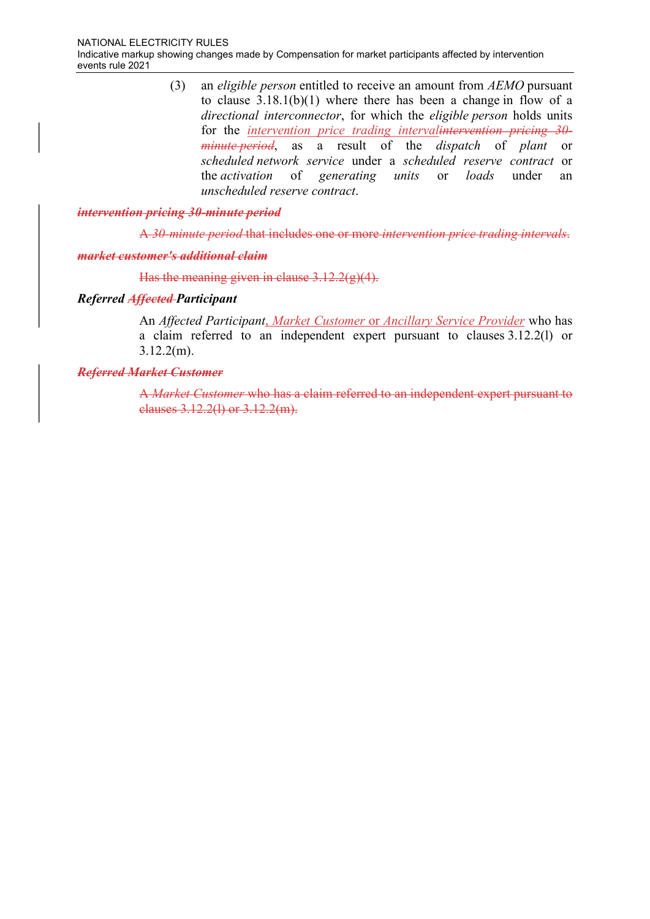(3) an *eligible person* entitled to receive an amount from *AEMO* pursuant to clause 3.18.1(b)(1) where there has been a change in flow of a *directional interconnector*, for which the *eligible person* holds units for the <u>*intervention price trading interval*</u>~~*intervention pricing 30-minute period*~~, as a result of the *dispatch* of *plant* or *scheduled network service* under a *scheduled reserve contract* or the *activation* of *generating units* or *loads* under an *unscheduled reserve contract*.

~~***intervention pricing 30-minute period***~~

~~A *30-minute period* that includes one or more *intervention price trading intervals*.~~

~~***market customer's additional claim***~~

~~Has the meaning given in clause 3.12.2(g)(4).~~

***Referred*** ~~***Affected***~~ ***Participant***

An *Affected Participant*<u>, *Market Customer* or *Ancillary Service Provider*</u> who has a claim referred to an independent expert pursuant to clauses 3.12.2(l) or 3.12.2(m).

~~***Referred Market Customer***~~

~~A *Market Customer* who has a claim referred to an independent expert pursuant to clauses 3.12.2(l) or 3.12.2(m).~~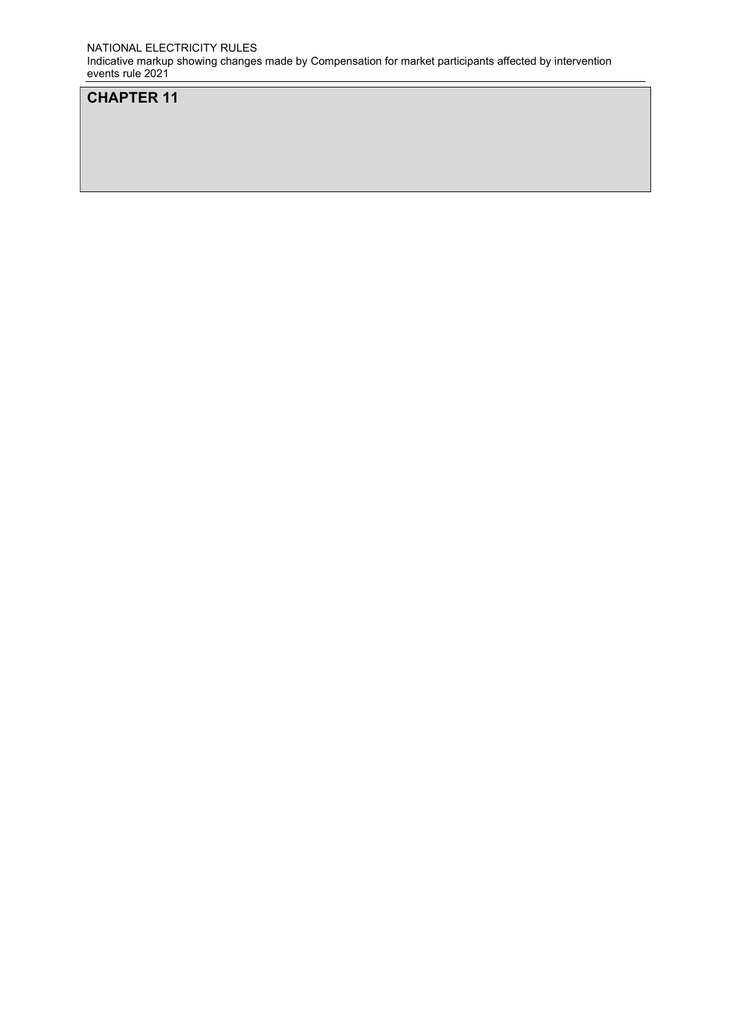# CHAPTER 11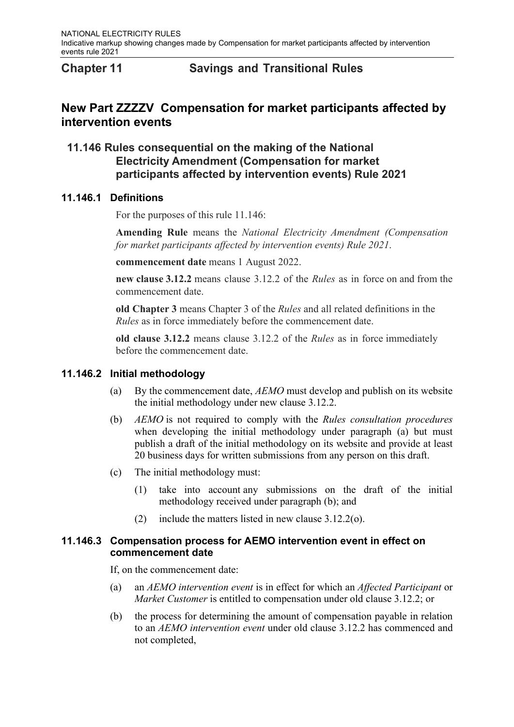# Chapter 11 Savings and Transitional Rules

## New Part ZZZZV Compensation for market participants affected by intervention events

### 11.146 Rules consequential on the making of the National Electricity Amendment (Compensation for market participants affected by intervention events) Rule 2021

#### 11.146.1 Definitions

For the purposes of this rule 11.146:

**Amending Rule** means the *National Electricity Amendment (Compensation for market participants affected by intervention events) Rule 2021*.

**commencement date** means 1 August 2022.

**new clause 3.12.2** means clause 3.12.2 of the *Rules* as in force on and from the commencement date.

**old Chapter 3** means Chapter 3 of the *Rules* and all related definitions in the *Rules* as in force immediately before the commencement date.

**old clause 3.12.2** means clause 3.12.2 of the *Rules* as in force immediately before the commencement date.

#### 11.146.2 Initial methodology

(a) By the commencement date, *AEMO* must develop and publish on its website the initial methodology under new clause 3.12.2.

(b) *AEMO* is not required to comply with the *Rules consultation procedures* when developing the initial methodology under paragraph (a) but must publish a draft of the initial methodology on its website and provide at least 20 business days for written submissions from any person on this draft.

(c) The initial methodology must:

(1) take into account any submissions on the draft of the initial methodology received under paragraph (b); and

(2) include the matters listed in new clause 3.12.2(o).

#### 11.146.3 Compensation process for AEMO intervention event in effect on commencement date

If, on the commencement date:

(a) an *AEMO intervention event* is in effect for which an *Affected Participant* or *Market Customer* is entitled to compensation under old clause 3.12.2; or

(b) the process for determining the amount of compensation payable in relation to an *AEMO intervention event* under old clause 3.12.2 has commenced and not completed,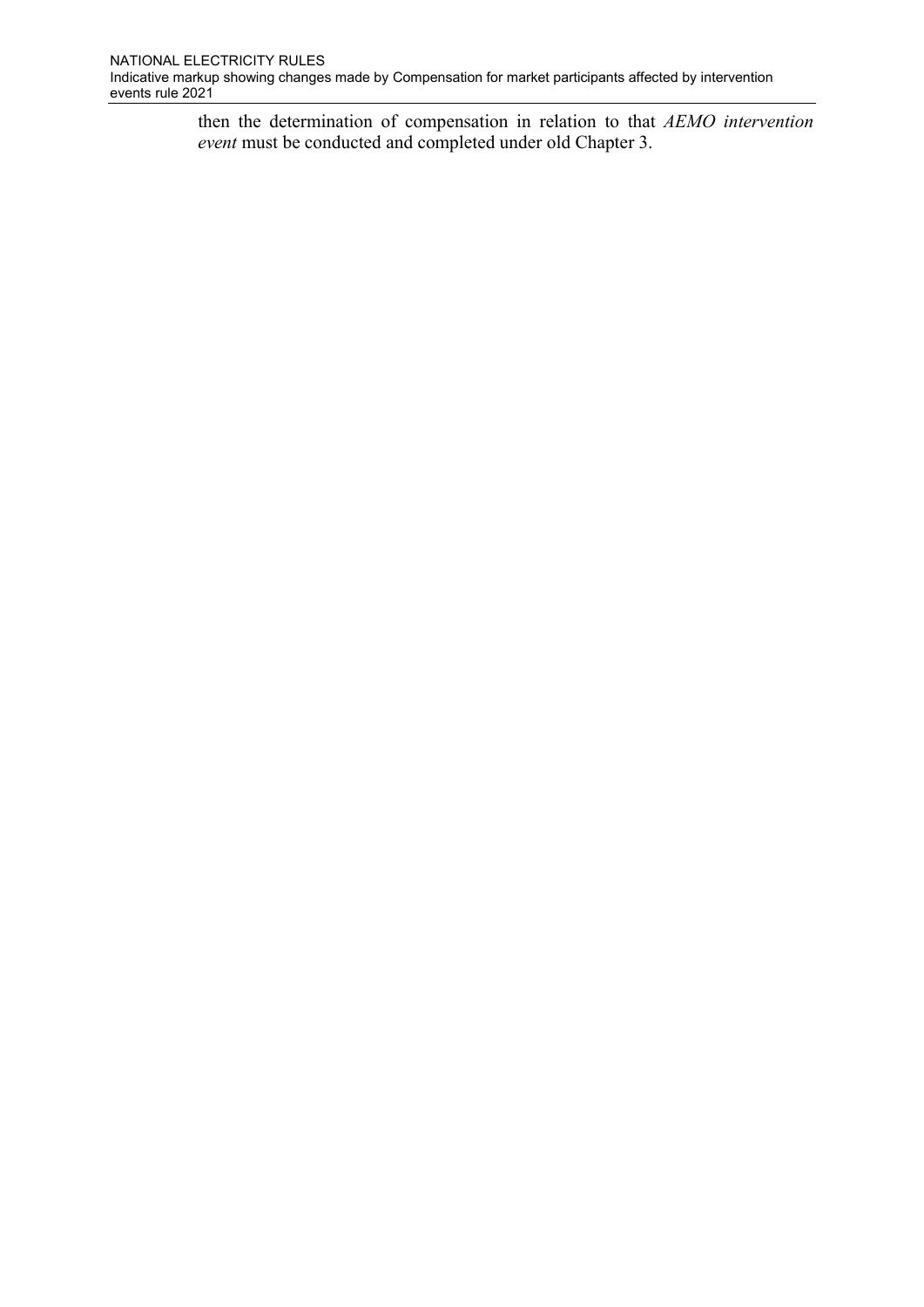then the determination of compensation in relation to that *AEMO intervention event* must be conducted and completed under old Chapter 3.